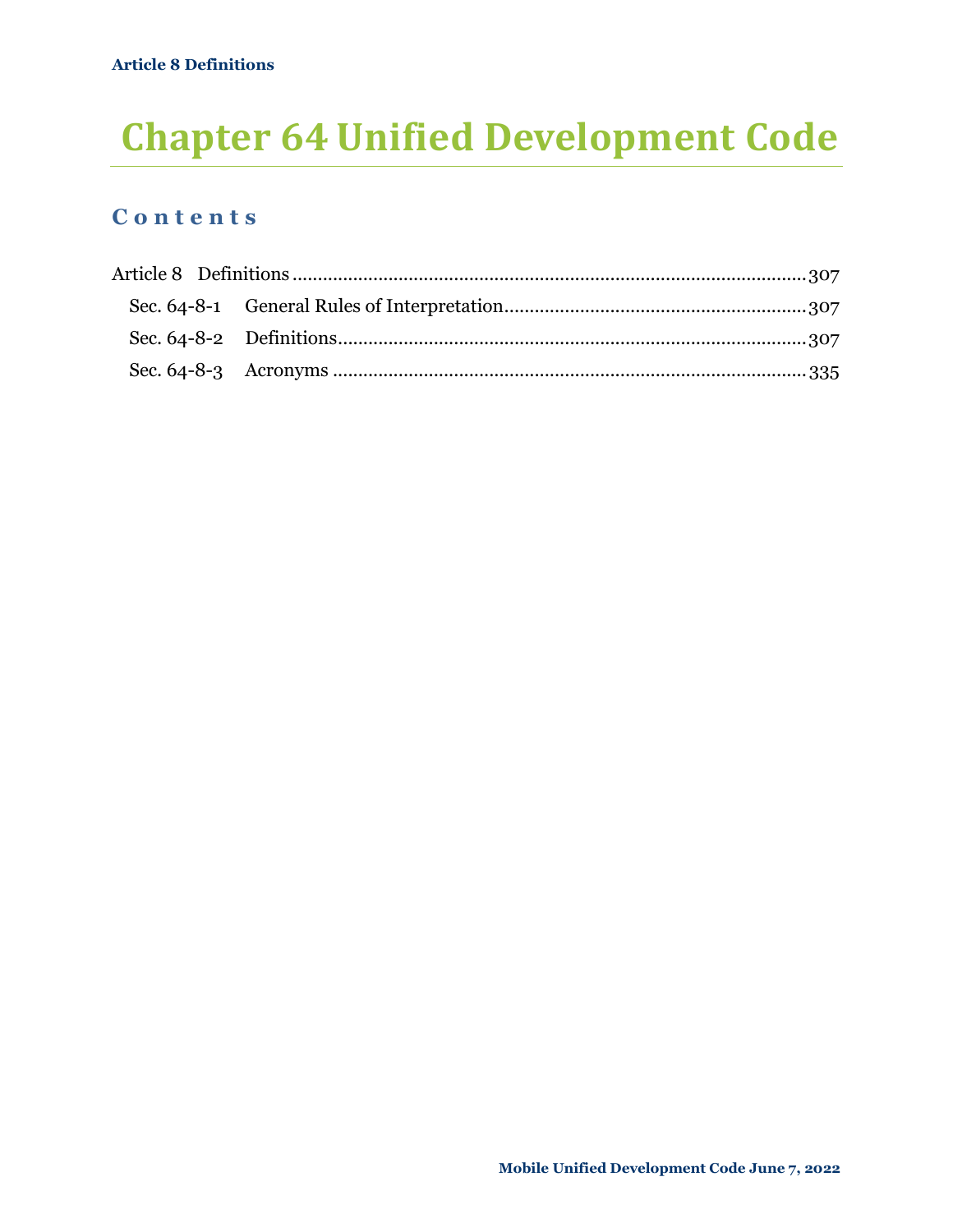# Chapter 64 Unified Development Code

## Contents

Article 8 Definitions ........................................................................................................ 307

- Sec. 64-8-1 General Rules of Interpretation ........................................................... 307
- Sec. 64-8-2 Definitions ............................................................................................ 307
- Sec. 64-8-3 Acronyms .............................................................................................. 335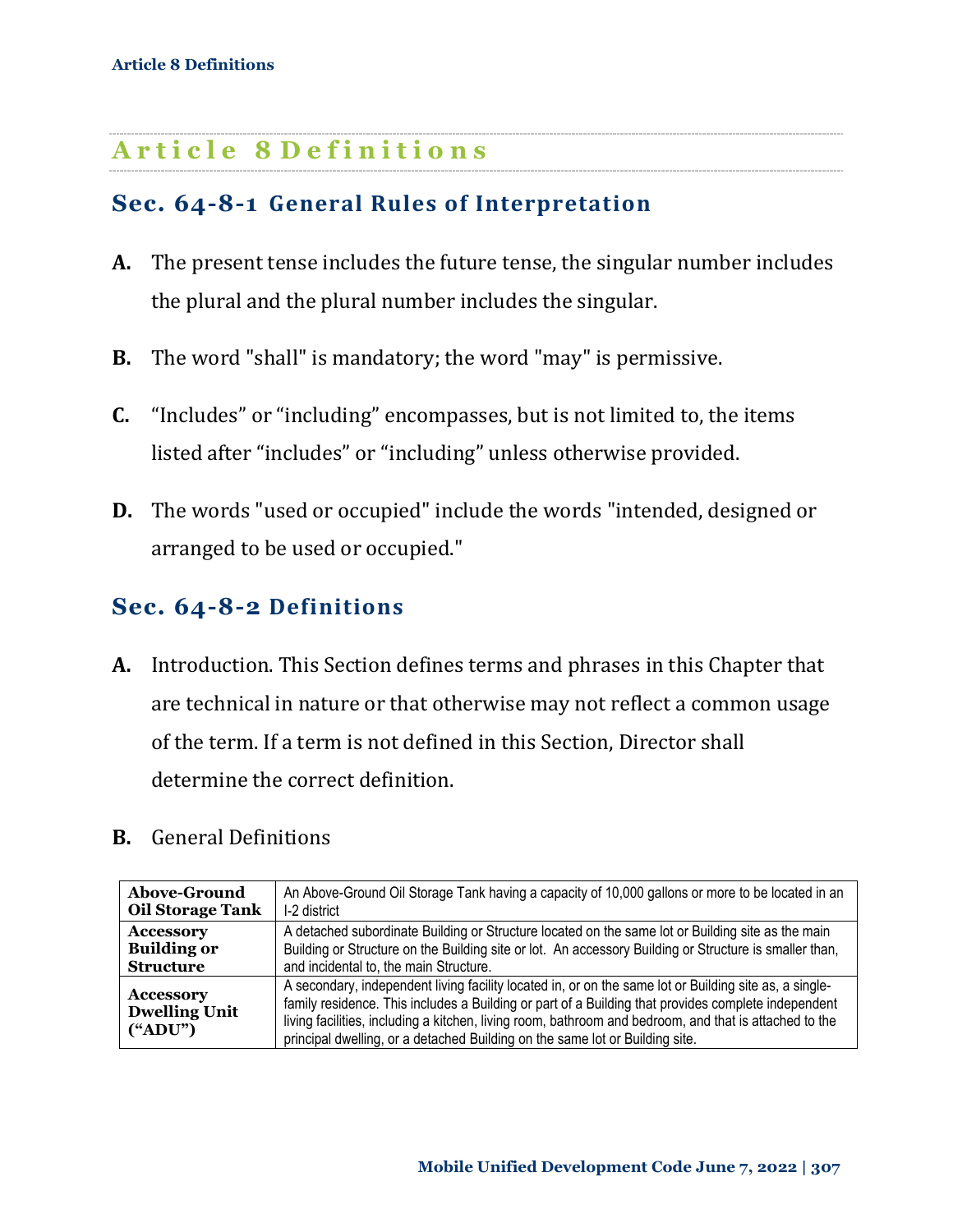# Article 8 Definitions

## Sec. 64-8-1 General Rules of Interpretation

**A.** The present tense includes the future tense, the singular number includes the plural and the plural number includes the singular.

**B.** The word "shall" is mandatory; the word "may" is permissive.

**C.** “Includes” or “including” encompasses, but is not limited to, the items listed after “includes” or “including” unless otherwise provided.

**D.** The words "used or occupied" include the words "intended, designed or arranged to be used or occupied."

## Sec. 64-8-2 Definitions

**A.** Introduction. This Section defines terms and phrases in this Chapter that are technical in nature or that otherwise may not reflect a common usage of the term. If a term is not defined in this Section, Director shall determine the correct definition.

**B.** General Definitions

| Term | Definition |
|---|---|
| **Above-Ground Oil Storage Tank** | An Above-Ground Oil Storage Tank having a capacity of 10,000 gallons or more to be located in an I-2 district |
| **Accessory Building or Structure** | A detached subordinate Building or Structure located on the same lot or Building site as the main Building or Structure on the Building site or lot. An accessory Building or Structure is smaller than, and incidental to, the main Structure. |
| **Accessory Dwelling Unit (“ADU”)** | A secondary, independent living facility located in, or on the same lot or Building site as, a single-family residence. This includes a Building or part of a Building that provides complete independent living facilities, including a kitchen, living room, bathroom and bedroom, and that is attached to the principal dwelling, or a detached Building on the same lot or Building site. |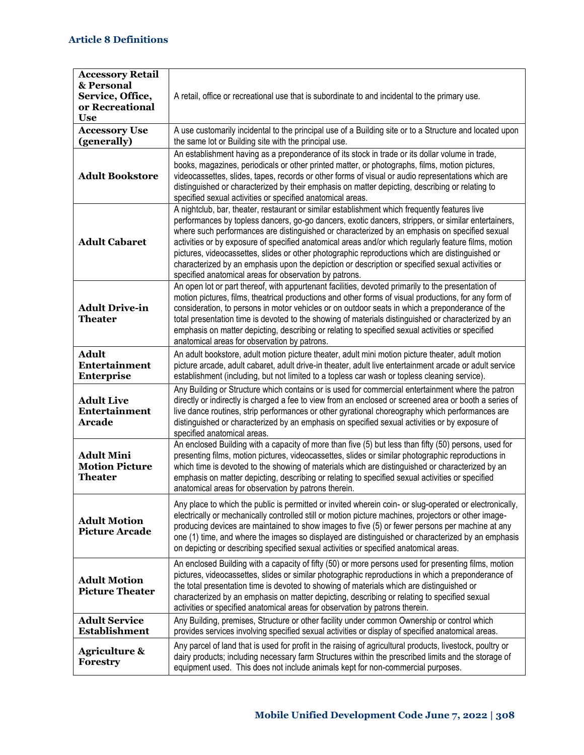## Article 8 Definitions

| | |
|---|---|
| **Accessory Retail & Personal Service, Office, or Recreational Use** | A retail, office or recreational use that is subordinate to and incidental to the primary use. |
| **Accessory Use (generally)** | A use customarily incidental to the principal use of a Building site or to a Structure and located upon the same lot or Building site with the principal use. |
| **Adult Bookstore** | An establishment having as a preponderance of its stock in trade or its dollar volume in trade, books, magazines, periodicals or other printed matter, or photographs, films, motion pictures, videocassettes, slides, tapes, records or other forms of visual or audio representations which are distinguished or characterized by their emphasis on matter depicting, describing or relating to specified sexual activities or specified anatomical areas. |
| **Adult Cabaret** | A nightclub, bar, theater, restaurant or similar establishment which frequently features live performances by topless dancers, go-go dancers, exotic dancers, strippers, or similar entertainers, where such performances are distinguished or characterized by an emphasis on specified sexual activities or by exposure of specified anatomical areas and/or which regularly feature films, motion pictures, videocassettes, slides or other photographic reproductions which are distinguished or characterized by an emphasis upon the depiction or description or specified sexual activities or specified anatomical areas for observation by patrons. |
| **Adult Drive-in Theater** | An open lot or part thereof, with appurtenant facilities, devoted primarily to the presentation of motion pictures, films, theatrical productions and other forms of visual productions, for any form of consideration, to persons in motor vehicles or on outdoor seats in which a preponderance of the total presentation time is devoted to the showing of materials distinguished or characterized by an emphasis on matter depicting, describing or relating to specified sexual activities or specified anatomical areas for observation by patrons. |
| **Adult Entertainment Enterprise** | An adult bookstore, adult motion picture theater, adult mini motion picture theater, adult motion picture arcade, adult cabaret, adult drive-in theater, adult live entertainment arcade or adult service establishment (including, but not limited to a topless car wash or topless cleaning service). |
| **Adult Live Entertainment Arcade** | Any Building or Structure which contains or is used for commercial entertainment where the patron directly or indirectly is charged a fee to view from an enclosed or screened area or booth a series of live dance routines, strip performances or other gyrational choreography which performances are distinguished or characterized by an emphasis on specified sexual activities or by exposure of specified anatomical areas. |
| **Adult Mini Motion Picture Theater** | An enclosed Building with a capacity of more than five (5) but less than fifty (50) persons, used for presenting films, motion pictures, videocassettes, slides or similar photographic reproductions in which time is devoted to the showing of materials which are distinguished or characterized by an emphasis on matter depicting, describing or relating to specified sexual activities or specified anatomical areas for observation by patrons therein. |
| **Adult Motion Picture Arcade** | Any place to which the public is permitted or invited wherein coin- or slug-operated or electronically, electrically or mechanically controlled still or motion picture machines, projectors or other image-producing devices are maintained to show images to five (5) or fewer persons per machine at any one (1) time, and where the images so displayed are distinguished or characterized by an emphasis on depicting or describing specified sexual activities or specified anatomical areas. |
| **Adult Motion Picture Theater** | An enclosed Building with a capacity of fifty (50) or more persons used for presenting films, motion pictures, videocassettes, slides or similar photographic reproductions in which a preponderance of the total presentation time is devoted to showing of materials which are distinguished or characterized by an emphasis on matter depicting, describing or relating to specified sexual activities or specified anatomical areas for observation by patrons therein. |
| **Adult Service Establishment** | Any Building, premises, Structure or other facility under common Ownership or control which provides services involving specified sexual activities or display of specified anatomical areas. |
| **Agriculture & Forestry** | Any parcel of land that is used for profit in the raising of agricultural products, livestock, poultry or dairy products; including necessary farm Structures within the prescribed limits and the storage of equipment used. This does not include animals kept for non-commercial purposes. |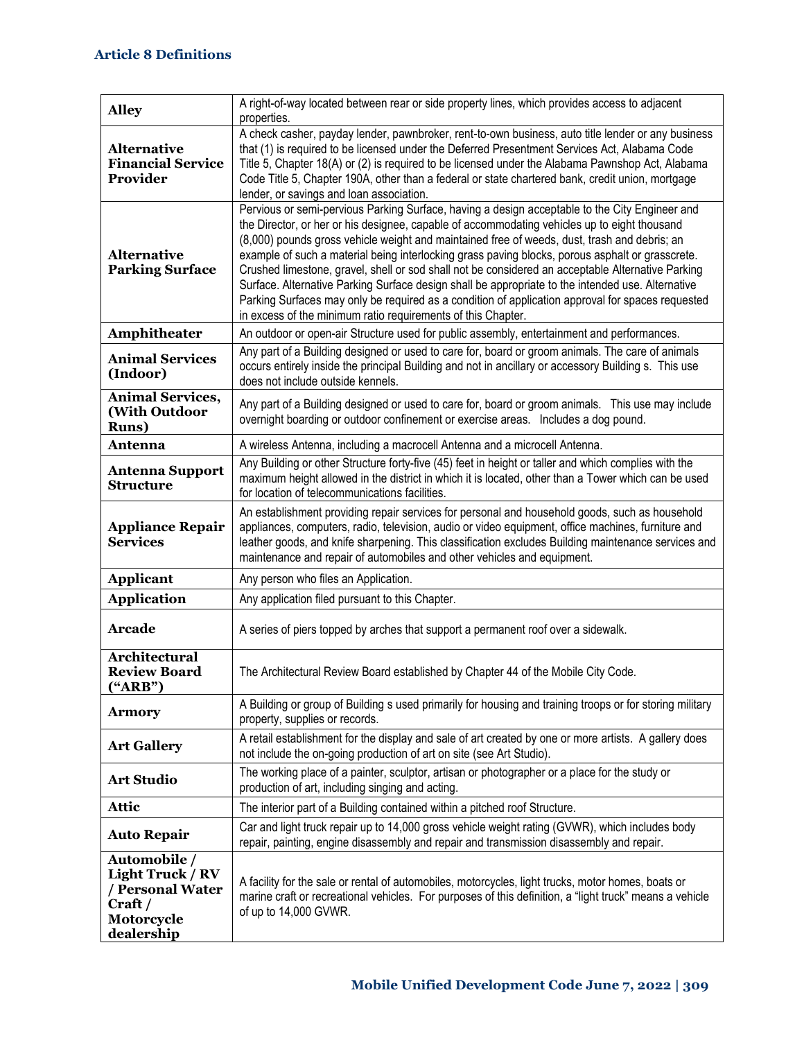## Article 8 Definitions

| | |
|---|---|
| **Alley** | A right-of-way located between rear or side property lines, which provides access to adjacent properties. |
| **Alternative Financial Service Provider** | A check casher, payday lender, pawnbroker, rent-to-own business, auto title lender or any business that (1) is required to be licensed under the Deferred Presentment Services Act, Alabama Code Title 5, Chapter 18(A) or (2) is required to be licensed under the Alabama Pawnshop Act, Alabama Code Title 5, Chapter 190A, other than a federal or state chartered bank, credit union, mortgage lender, or savings and loan association. |
| **Alternative Parking Surface** | Pervious or semi-pervious Parking Surface, having a design acceptable to the City Engineer and the Director, or her or his designee, capable of accommodating vehicles up to eight thousand (8,000) pounds gross vehicle weight and maintained free of weeds, dust, trash and debris; an example of such a material being interlocking grass paving blocks, porous asphalt or grasscrete. Crushed limestone, gravel, shell or sod shall not be considered an acceptable Alternative Parking Surface. Alternative Parking Surface design shall be appropriate to the intended use. Alternative Parking Surfaces may only be required as a condition of application approval for spaces requested in excess of the minimum ratio requirements of this Chapter. |
| **Amphitheater** | An outdoor or open-air Structure used for public assembly, entertainment and performances. |
| **Animal Services (Indoor)** | Any part of a Building designed or used to care for, board or groom animals. The care of animals occurs entirely inside the principal Building and not in ancillary or accessory Building s. This use does not include outside kennels. |
| **Animal Services, (With Outdoor Runs)** | Any part of a Building designed or used to care for, board or groom animals. This use may include overnight boarding or outdoor confinement or exercise areas. Includes a dog pound. |
| **Antenna** | A wireless Antenna, including a macrocell Antenna and a microcell Antenna. |
| **Antenna Support Structure** | Any Building or other Structure forty-five (45) feet in height or taller and which complies with the maximum height allowed in the district in which it is located, other than a Tower which can be used for location of telecommunications facilities. |
| **Appliance Repair Services** | An establishment providing repair services for personal and household goods, such as household appliances, computers, radio, television, audio or video equipment, office machines, furniture and leather goods, and knife sharpening. This classification excludes Building maintenance services and maintenance and repair of automobiles and other vehicles and equipment. |
| **Applicant** | Any person who files an Application. |
| **Application** | Any application filed pursuant to this Chapter. |
| **Arcade** | A series of piers topped by arches that support a permanent roof over a sidewalk. |
| **Architectural Review Board ("ARB")** | The Architectural Review Board established by Chapter 44 of the Mobile City Code. |
| **Armory** | A Building or group of Building s used primarily for housing and training troops or for storing military property, supplies or records. |
| **Art Gallery** | A retail establishment for the display and sale of art created by one or more artists. A gallery does not include the on-going production of art on site (see Art Studio). |
| **Art Studio** | The working place of a painter, sculptor, artisan or photographer or a place for the study or production of art, including singing and acting. |
| **Attic** | The interior part of a Building contained within a pitched roof Structure. |
| **Auto Repair** | Car and light truck repair up to 14,000 gross vehicle weight rating (GVWR), which includes body repair, painting, engine disassembly and repair and transmission disassembly and repair. |
| **Automobile / Light Truck / RV / Personal Water Craft / Motorcycle dealership** | A facility for the sale or rental of automobiles, motorcycles, light trucks, motor homes, boats or marine craft or recreational vehicles. For purposes of this definition, a "light truck" means a vehicle of up to 14,000 GVWR. |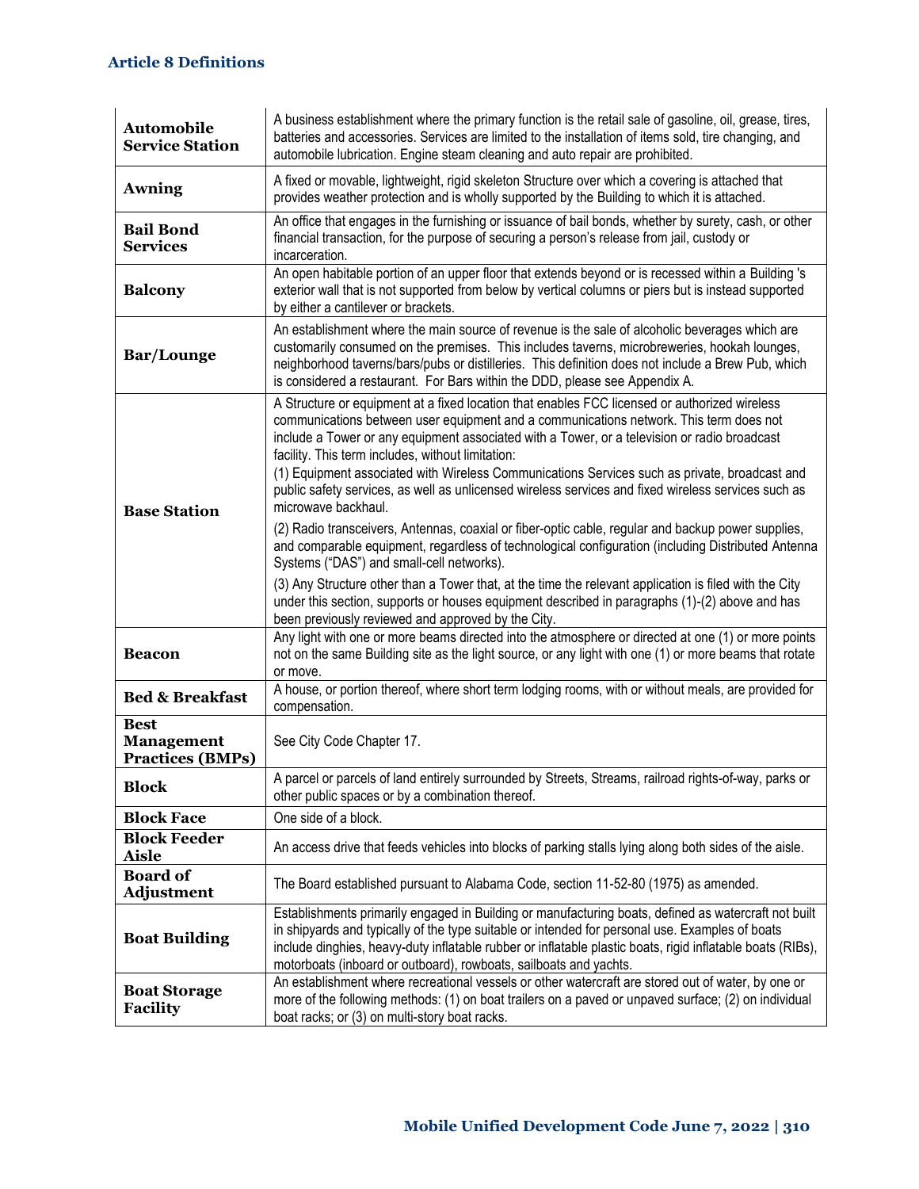| Term | Definition |
|---|---|
| **Automobile Service Station** | A business establishment where the primary function is the retail sale of gasoline, oil, grease, tires, batteries and accessories. Services are limited to the installation of items sold, tire changing, and automobile lubrication. Engine steam cleaning and auto repair are prohibited. |
| **Awning** | A fixed or movable, lightweight, rigid skeleton Structure over which a covering is attached that provides weather protection and is wholly supported by the Building to which it is attached. |
| **Bail Bond Services** | An office that engages in the furnishing or issuance of bail bonds, whether by surety, cash, or other financial transaction, for the purpose of securing a person's release from jail, custody or incarceration. |
| **Balcony** | An open habitable portion of an upper floor that extends beyond or is recessed within a Building 's exterior wall that is not supported from below by vertical columns or piers but is instead supported by either a cantilever or brackets. |
| **Bar/Lounge** | An establishment where the main source of revenue is the sale of alcoholic beverages which are customarily consumed on the premises. This includes taverns, microbreweries, hookah lounges, neighborhood taverns/bars/pubs or distilleries. This definition does not include a Brew Pub, which is considered a restaurant. For Bars within the DDD, please see Appendix A. |
| **Base Station** | A Structure or equipment at a fixed location that enables FCC licensed or authorized wireless communications between user equipment and a communications network. This term does not include a Tower or any equipment associated with a Tower, or a television or radio broadcast facility. This term includes, without limitation:<br>(1) Equipment associated with Wireless Communications Services such as private, broadcast and public safety services, as well as unlicensed wireless services and fixed wireless services such as microwave backhaul.<br>(2) Radio transceivers, Antennas, coaxial or fiber-optic cable, regular and backup power supplies, and comparable equipment, regardless of technological configuration (including Distributed Antenna Systems ("DAS") and small-cell networks).<br>(3) Any Structure other than a Tower that, at the time the relevant application is filed with the City under this section, supports or houses equipment described in paragraphs (1)-(2) above and has been previously reviewed and approved by the City. |
| **Beacon** | Any light with one or more beams directed into the atmosphere or directed at one (1) or more points not on the same Building site as the light source, or any light with one (1) or more beams that rotate or move. |
| **Bed & Breakfast** | A house, or portion thereof, where short term lodging rooms, with or without meals, are provided for compensation. |
| **Best Management Practices (BMPs)** | See City Code Chapter 17. |
| **Block** | A parcel or parcels of land entirely surrounded by Streets, Streams, railroad rights-of-way, parks or other public spaces or by a combination thereof. |
| **Block Face** | One side of a block. |
| **Block Feeder Aisle** | An access drive that feeds vehicles into blocks of parking stalls lying along both sides of the aisle. |
| **Board of Adjustment** | The Board established pursuant to Alabama Code, section 11-52-80 (1975) as amended. |
| **Boat Building** | Establishments primarily engaged in Building or manufacturing boats, defined as watercraft not built in shipyards and typically of the type suitable or intended for personal use. Examples of boats include dinghies, heavy-duty inflatable rubber or inflatable plastic boats, rigid inflatable boats (RIBs), motorboats (inboard or outboard), rowboats, sailboats and yachts. |
| **Boat Storage Facility** | An establishment where recreational vessels or other watercraft are stored out of water, by one or more of the following methods: (1) on boat trailers on a paved or unpaved surface; (2) on individual boat racks; or (3) on multi-story boat racks. |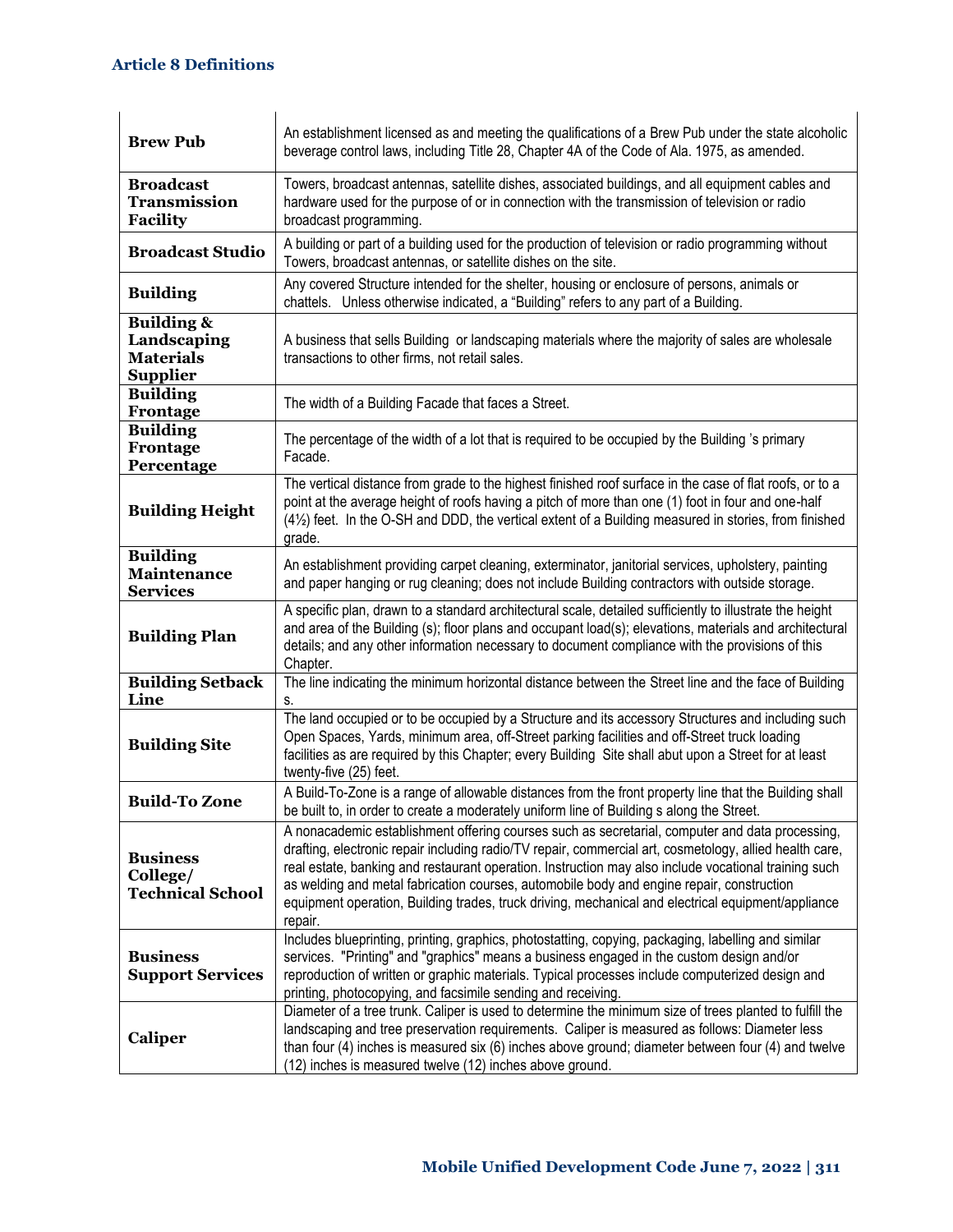| | |
|---|---|
| **Brew Pub** | An establishment licensed as and meeting the qualifications of a Brew Pub under the state alcoholic beverage control laws, including Title 28, Chapter 4A of the Code of Ala. 1975, as amended. |
| **Broadcast Transmission Facility** | Towers, broadcast antennas, satellite dishes, associated buildings, and all equipment cables and hardware used for the purpose of or in connection with the transmission of television or radio broadcast programming. |
| **Broadcast Studio** | A building or part of a building used for the production of television or radio programming without Towers, broadcast antennas, or satellite dishes on the site. |
| **Building** | Any covered Structure intended for the shelter, housing or enclosure of persons, animals or chattels. Unless otherwise indicated, a "Building" refers to any part of a Building. |
| **Building & Landscaping Materials Supplier** | A business that sells Building or landscaping materials where the majority of sales are wholesale transactions to other firms, not retail sales. |
| **Building Frontage** | The width of a Building Facade that faces a Street. |
| **Building Frontage Percentage** | The percentage of the width of a lot that is required to be occupied by the Building 's primary Facade. |
| **Building Height** | The vertical distance from grade to the highest finished roof surface in the case of flat roofs, or to a point at the average height of roofs having a pitch of more than one (1) foot in four and one-half (4½) feet. In the O-SH and DDD, the vertical extent of a Building measured in stories, from finished grade. |
| **Building Maintenance Services** | An establishment providing carpet cleaning, exterminator, janitorial services, upholstery, painting and paper hanging or rug cleaning; does not include Building contractors with outside storage. |
| **Building Plan** | A specific plan, drawn to a standard architectural scale, detailed sufficiently to illustrate the height and area of the Building (s); floor plans and occupant load(s); elevations, materials and architectural details; and any other information necessary to document compliance with the provisions of this Chapter. |
| **Building Setback Line** | The line indicating the minimum horizontal distance between the Street line and the face of Building s. |
| **Building Site** | The land occupied or to be occupied by a Structure and its accessory Structures and including such Open Spaces, Yards, minimum area, off-Street parking facilities and off-Street truck loading facilities as are required by this Chapter; every Building Site shall abut upon a Street for at least twenty-five (25) feet. |
| **Build-To Zone** | A Build-To-Zone is a range of allowable distances from the front property line that the Building shall be built to, in order to create a moderately uniform line of Building s along the Street. |
| **Business College/ Technical School** | A nonacademic establishment offering courses such as secretarial, computer and data processing, drafting, electronic repair including radio/TV repair, commercial art, cosmetology, allied health care, real estate, banking and restaurant operation. Instruction may also include vocational training such as welding and metal fabrication courses, automobile body and engine repair, construction equipment operation, Building trades, truck driving, mechanical and electrical equipment/appliance repair. |
| **Business Support Services** | Includes blueprinting, printing, graphics, photostatting, copying, packaging, labelling and similar services. "Printing" and "graphics" means a business engaged in the custom design and/or reproduction of written or graphic materials. Typical processes include computerized design and printing, photocopying, and facsimile sending and receiving. |
| **Caliper** | Diameter of a tree trunk. Caliper is used to determine the minimum size of trees planted to fulfill the landscaping and tree preservation requirements. Caliper is measured as follows: Diameter less than four (4) inches is measured six (6) inches above ground; diameter between four (4) and twelve (12) inches is measured twelve (12) inches above ground. |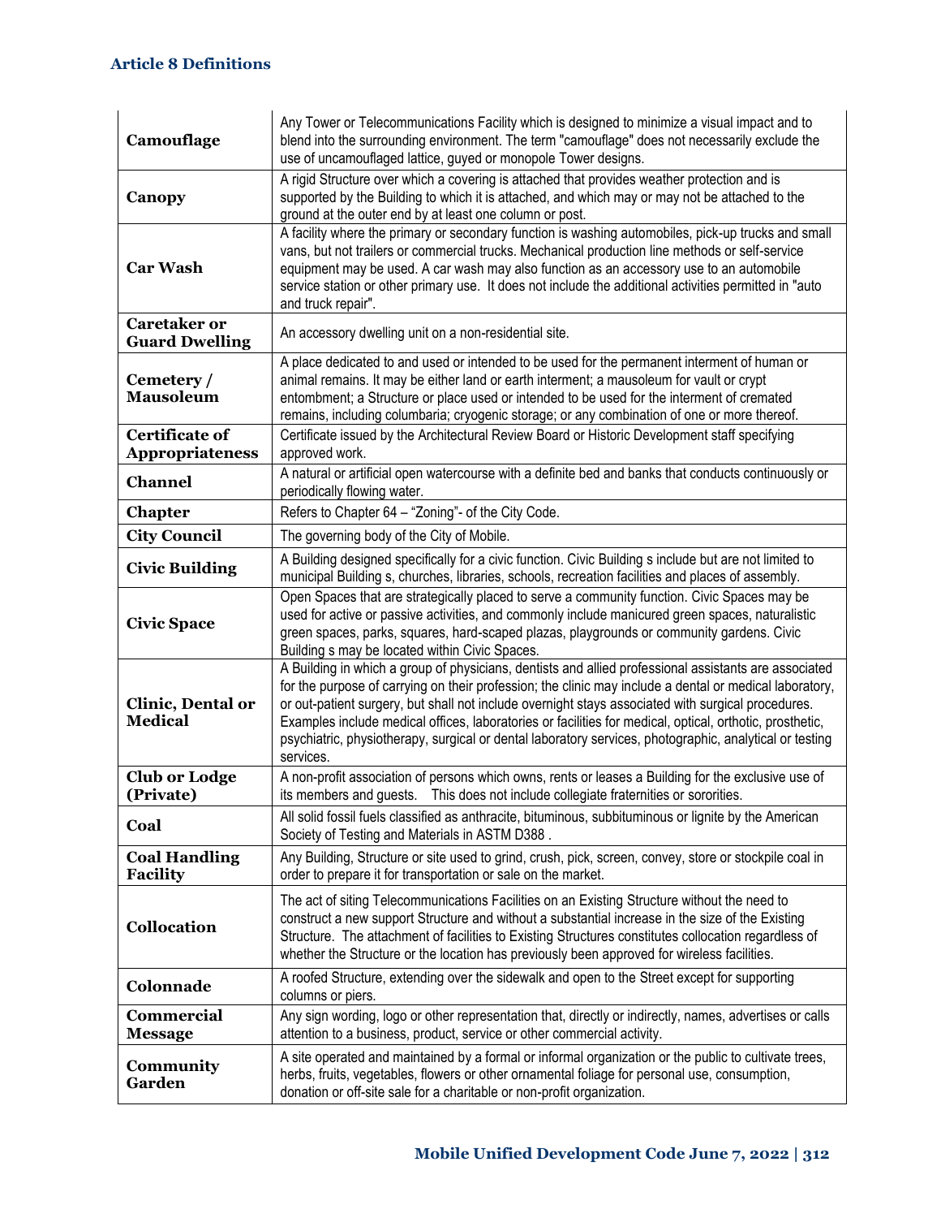| Term | Definition |
|---|---|
| **Camouflage** | Any Tower or Telecommunications Facility which is designed to minimize a visual impact and to blend into the surrounding environment. The term "camouflage" does not necessarily exclude the use of uncamouflaged lattice, guyed or monopole Tower designs. |
| **Canopy** | A rigid Structure over which a covering is attached that provides weather protection and is supported by the Building to which it is attached, and which may or may not be attached to the ground at the outer end by at least one column or post. |
| **Car Wash** | A facility where the primary or secondary function is washing automobiles, pick-up trucks and small vans, but not trailers or commercial trucks. Mechanical production line methods or self-service equipment may be used. A car wash may also function as an accessory use to an automobile service station or other primary use. It does not include the additional activities permitted in "auto and truck repair". |
| **Caretaker or Guard Dwelling** | An accessory dwelling unit on a non-residential site. |
| **Cemetery / Mausoleum** | A place dedicated to and used or intended to be used for the permanent interment of human or animal remains. It may be either land or earth interment; a mausoleum for vault or crypt entombment; a Structure or place used or intended to be used for the interment of cremated remains, including columbaria; cryogenic storage; or any combination of one or more thereof. |
| **Certificate of Appropriateness** | Certificate issued by the Architectural Review Board or Historic Development staff specifying approved work. |
| **Channel** | A natural or artificial open watercourse with a definite bed and banks that conducts continuously or periodically flowing water. |
| **Chapter** | Refers to Chapter 64 – "Zoning"- of the City Code. |
| **City Council** | The governing body of the City of Mobile. |
| **Civic Building** | A Building designed specifically for a civic function. Civic Building s include but are not limited to municipal Building s, churches, libraries, schools, recreation facilities and places of assembly. |
| **Civic Space** | Open Spaces that are strategically placed to serve a community function. Civic Spaces may be used for active or passive activities, and commonly include manicured green spaces, naturalistic green spaces, parks, squares, hard-scaped plazas, playgrounds or community gardens. Civic Building s may be located within Civic Spaces. |
| **Clinic, Dental or Medical** | A Building in which a group of physicians, dentists and allied professional assistants are associated for the purpose of carrying on their profession; the clinic may include a dental or medical laboratory, or out-patient surgery, but shall not include overnight stays associated with surgical procedures. Examples include medical offices, laboratories or facilities for medical, optical, orthotic, prosthetic, psychiatric, physiotherapy, surgical or dental laboratory services, photographic, analytical or testing services. |
| **Club or Lodge (Private)** | A non-profit association of persons which owns, rents or leases a Building for the exclusive use of its members and guests. This does not include collegiate fraternities or sororities. |
| **Coal** | All solid fossil fuels classified as anthracite, bituminous, subbituminous or lignite by the American Society of Testing and Materials in ASTM D388 . |
| **Coal Handling Facility** | Any Building, Structure or site used to grind, crush, pick, screen, convey, store or stockpile coal in order to prepare it for transportation or sale on the market. |
| **Collocation** | The act of siting Telecommunications Facilities on an Existing Structure without the need to construct a new support Structure and without a substantial increase in the size of the Existing Structure. The attachment of facilities to Existing Structures constitutes collocation regardless of whether the Structure or the location has previously been approved for wireless facilities. |
| **Colonnade** | A roofed Structure, extending over the sidewalk and open to the Street except for supporting columns or piers. |
| **Commercial Message** | Any sign wording, logo or other representation that, directly or indirectly, names, advertises or calls attention to a business, product, service or other commercial activity. |
| **Community Garden** | A site operated and maintained by a formal or informal organization or the public to cultivate trees, herbs, fruits, vegetables, flowers or other ornamental foliage for personal use, consumption, donation or off-site sale for a charitable or non-profit organization. |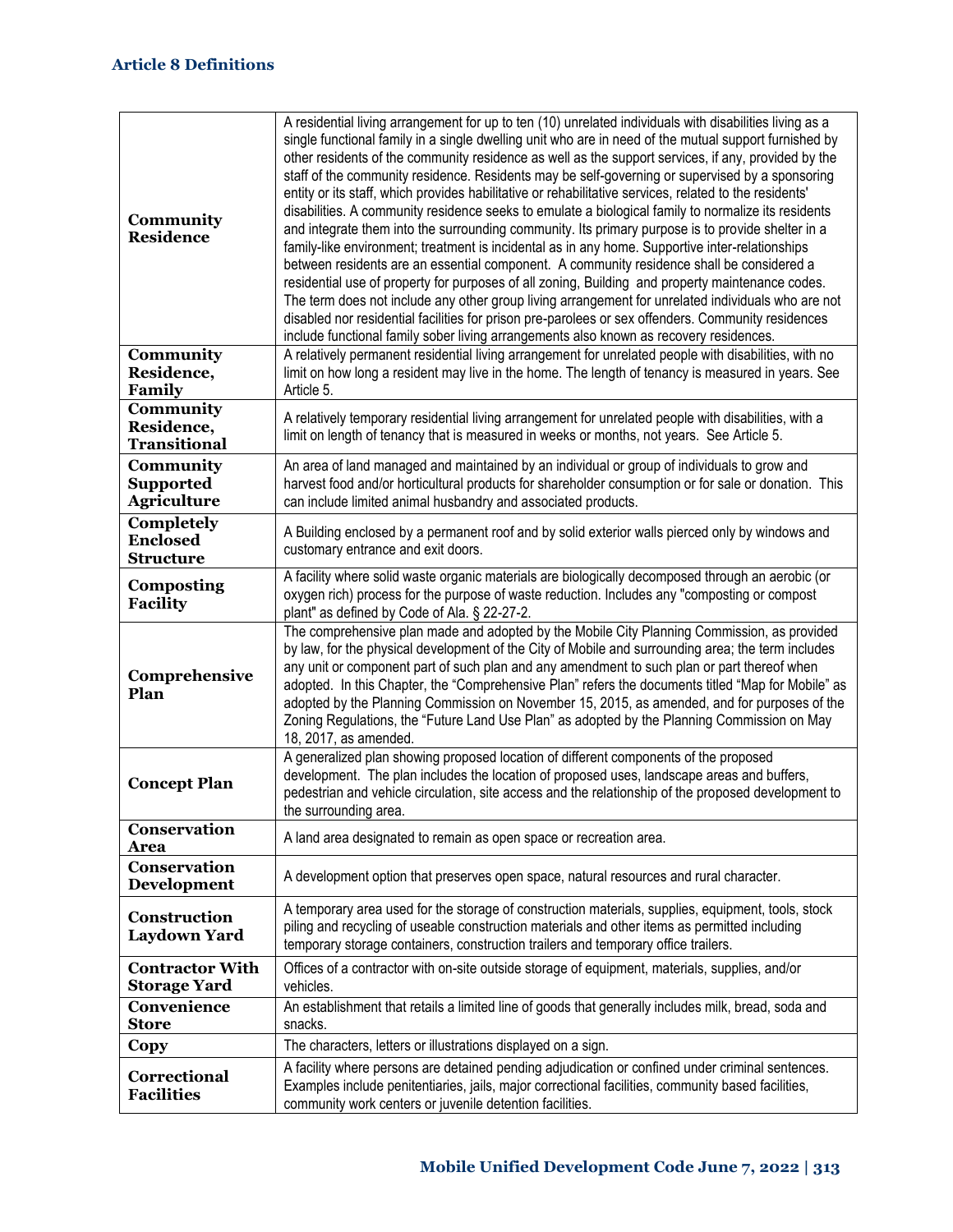| Term | Definition |
|---|---|
| **Community Residence** | A residential living arrangement for up to ten (10) unrelated individuals with disabilities living as a single functional family in a single dwelling unit who are in need of the mutual support furnished by other residents of the community residence as well as the support services, if any, provided by the staff of the community residence. Residents may be self-governing or supervised by a sponsoring entity or its staff, which provides habilitative or rehabilitative services, related to the residents' disabilities. A community residence seeks to emulate a biological family to normalize its residents and integrate them into the surrounding community. Its primary purpose is to provide shelter in a family-like environment; treatment is incidental as in any home. Supportive inter-relationships between residents are an essential component. A community residence shall be considered a residential use of property for purposes of all zoning, Building and property maintenance codes. The term does not include any other group living arrangement for unrelated individuals who are not disabled nor residential facilities for prison pre-parolees or sex offenders. Community residences include functional family sober living arrangements also known as recovery residences. |
| **Community Residence, Family** | A relatively permanent residential living arrangement for unrelated people with disabilities, with no limit on how long a resident may live in the home. The length of tenancy is measured in years. See Article 5. |
| **Community Residence, Transitional** | A relatively temporary residential living arrangement for unrelated people with disabilities, with a limit on length of tenancy that is measured in weeks or months, not years. See Article 5. |
| **Community Supported Agriculture** | An area of land managed and maintained by an individual or group of individuals to grow and harvest food and/or horticultural products for shareholder consumption or for sale or donation. This can include limited animal husbandry and associated products. |
| **Completely Enclosed Structure** | A Building enclosed by a permanent roof and by solid exterior walls pierced only by windows and customary entrance and exit doors. |
| **Composting Facility** | A facility where solid waste organic materials are biologically decomposed through an aerobic (or oxygen rich) process for the purpose of waste reduction. Includes any "composting or compost plant" as defined by Code of Ala. § 22-27-2. |
| **Comprehensive Plan** | The comprehensive plan made and adopted by the Mobile City Planning Commission, as provided by law, for the physical development of the City of Mobile and surrounding area; the term includes any unit or component part of such plan and any amendment to such plan or part thereof when adopted. In this Chapter, the "Comprehensive Plan" refers the documents titled "Map for Mobile" as adopted by the Planning Commission on November 15, 2015, as amended, and for purposes of the Zoning Regulations, the "Future Land Use Plan" as adopted by the Planning Commission on May 18, 2017, as amended. |
| **Concept Plan** | A generalized plan showing proposed location of different components of the proposed development. The plan includes the location of proposed uses, landscape areas and buffers, pedestrian and vehicle circulation, site access and the relationship of the proposed development to the surrounding area. |
| **Conservation Area** | A land area designated to remain as open space or recreation area. |
| **Conservation Development** | A development option that preserves open space, natural resources and rural character. |
| **Construction Laydown Yard** | A temporary area used for the storage of construction materials, supplies, equipment, tools, stock piling and recycling of useable construction materials and other items as permitted including temporary storage containers, construction trailers and temporary office trailers. |
| **Contractor With Storage Yard** | Offices of a contractor with on-site outside storage of equipment, materials, supplies, and/or vehicles. |
| **Convenience Store** | An establishment that retails a limited line of goods that generally includes milk, bread, soda and snacks. |
| **Copy** | The characters, letters or illustrations displayed on a sign. |
| **Correctional Facilities** | A facility where persons are detained pending adjudication or confined under criminal sentences. Examples include penitentiaries, jails, major correctional facilities, community based facilities, community work centers or juvenile detention facilities. |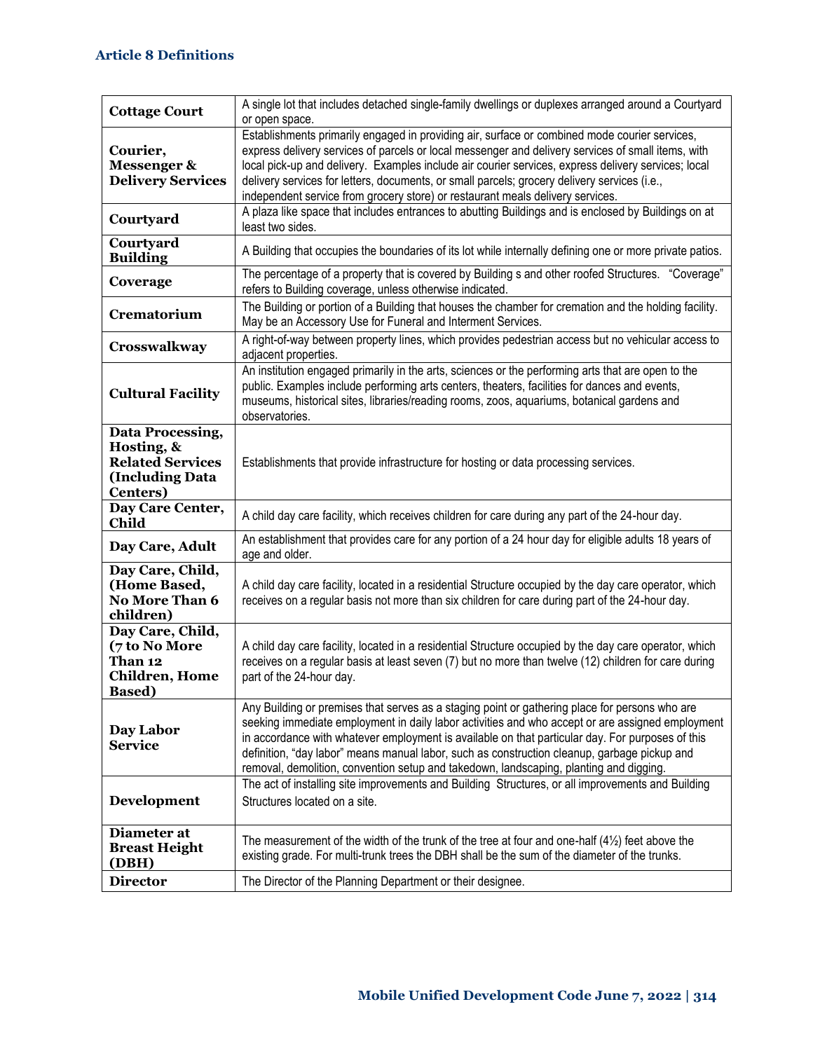| Term | Definition |
| --- | --- |
| **Cottage Court** | A single lot that includes detached single-family dwellings or duplexes arranged around a Courtyard or open space. |
| **Courier, Messenger & Delivery Services** | Establishments primarily engaged in providing air, surface or combined mode courier services, express delivery services of parcels or local messenger and delivery services of small items, with local pick-up and delivery. Examples include air courier services, express delivery services; local delivery services for letters, documents, or small parcels; grocery delivery services (i.e., independent service from grocery store) or restaurant meals delivery services. |
| **Courtyard** | A plaza like space that includes entrances to abutting Buildings and is enclosed by Buildings on at least two sides. |
| **Courtyard Building** | A Building that occupies the boundaries of its lot while internally defining one or more private patios. |
| **Coverage** | The percentage of a property that is covered by Building s and other roofed Structures. "Coverage" refers to Building coverage, unless otherwise indicated. |
| **Crematorium** | The Building or portion of a Building that houses the chamber for cremation and the holding facility. May be an Accessory Use for Funeral and Interment Services. |
| **Crosswalkway** | A right-of-way between property lines, which provides pedestrian access but no vehicular access to adjacent properties. |
| **Cultural Facility** | An institution engaged primarily in the arts, sciences or the performing arts that are open to the public. Examples include performing arts centers, theaters, facilities for dances and events, museums, historical sites, libraries/reading rooms, zoos, aquariums, botanical gardens and observatories. |
| **Data Processing, Hosting, & Related Services (Including Data Centers)** | Establishments that provide infrastructure for hosting or data processing services. |
| **Day Care Center, Child** | A child day care facility, which receives children for care during any part of the 24-hour day. |
| **Day Care, Adult** | An establishment that provides care for any portion of a 24 hour day for eligible adults 18 years of age and older. |
| **Day Care, Child, (Home Based, No More Than 6 children)** | A child day care facility, located in a residential Structure occupied by the day care operator, which receives on a regular basis not more than six children for care during part of the 24-hour day. |
| **Day Care, Child, (7 to No More Than 12 Children, Home Based)** | A child day care facility, located in a residential Structure occupied by the day care operator, which receives on a regular basis at least seven (7) but no more than twelve (12) children for care during part of the 24-hour day. |
| **Day Labor Service** | Any Building or premises that serves as a staging point or gathering place for persons who are seeking immediate employment in daily labor activities and who accept or are assigned employment in accordance with whatever employment is available on that particular day. For purposes of this definition, "day labor" means manual labor, such as construction cleanup, garbage pickup and removal, demolition, convention setup and takedown, landscaping, planting and digging. |
| **Development** | The act of installing site improvements and Building Structures, or all improvements and Building Structures located on a site. |
| **Diameter at Breast Height (DBH)** | The measurement of the width of the trunk of the tree at four and one-half (4½) feet above the existing grade. For multi-trunk trees the DBH shall be the sum of the diameter of the trunks. |
| **Director** | The Director of the Planning Department or their designee. |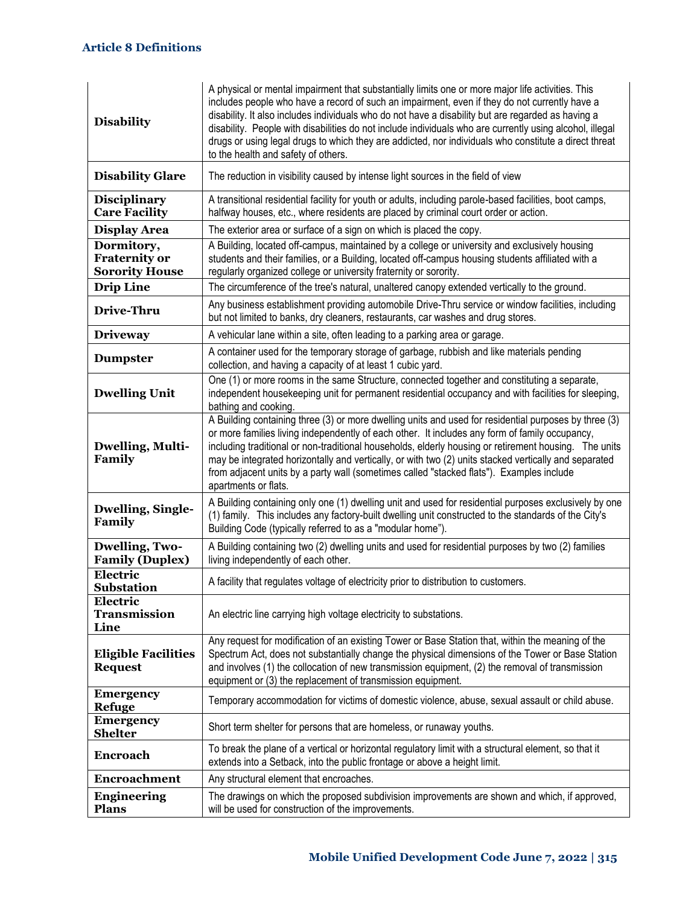## Article 8 Definitions

| | |
|---|---|
| **Disability** | A physical or mental impairment that substantially limits one or more major life activities. This includes people who have a record of such an impairment, even if they do not currently have a disability. It also includes individuals who do not have a disability but are regarded as having a disability. People with disabilities do not include individuals who are currently using alcohol, illegal drugs or using legal drugs to which they are addicted, nor individuals who constitute a direct threat to the health and safety of others. |
| **Disability Glare** | The reduction in visibility caused by intense light sources in the field of view |
| **Disciplinary Care Facility** | A transitional residential facility for youth or adults, including parole-based facilities, boot camps, halfway houses, etc., where residents are placed by criminal court order or action. |
| **Display Area** | The exterior area or surface of a sign on which is placed the copy. |
| **Dormitory, Fraternity or Sorority House** | A Building, located off-campus, maintained by a college or university and exclusively housing students and their families, or a Building, located off-campus housing students affiliated with a regularly organized college or university fraternity or sorority. |
| **Drip Line** | The circumference of the tree's natural, unaltered canopy extended vertically to the ground. |
| **Drive-Thru** | Any business establishment providing automobile Drive-Thru service or window facilities, including but not limited to banks, dry cleaners, restaurants, car washes and drug stores. |
| **Driveway** | A vehicular lane within a site, often leading to a parking area or garage. |
| **Dumpster** | A container used for the temporary storage of garbage, rubbish and like materials pending collection, and having a capacity of at least 1 cubic yard. |
| **Dwelling Unit** | One (1) or more rooms in the same Structure, connected together and constituting a separate, independent housekeeping unit for permanent residential occupancy and with facilities for sleeping, bathing and cooking. |
| **Dwelling, Multi-Family** | A Building containing three (3) or more dwelling units and used for residential purposes by three (3) or more families living independently of each other. It includes any form of family occupancy, including traditional or non-traditional households, elderly housing or retirement housing. The units may be integrated horizontally and vertically, or with two (2) units stacked vertically and separated from adjacent units by a party wall (sometimes called "stacked flats"). Examples include apartments or flats. |
| **Dwelling, Single-Family** | A Building containing only one (1) dwelling unit and used for residential purposes exclusively by one (1) family. This includes any factory-built dwelling unit constructed to the standards of the City's Building Code (typically referred to as a "modular home"). |
| **Dwelling, Two-Family (Duplex)** | A Building containing two (2) dwelling units and used for residential purposes by two (2) families living independently of each other. |
| **Electric Substation** | A facility that regulates voltage of electricity prior to distribution to customers. |
| **Electric Transmission Line** | An electric line carrying high voltage electricity to substations. |
| **Eligible Facilities Request** | Any request for modification of an existing Tower or Base Station that, within the meaning of the Spectrum Act, does not substantially change the physical dimensions of the Tower or Base Station and involves (1) the collocation of new transmission equipment, (2) the removal of transmission equipment or (3) the replacement of transmission equipment. |
| **Emergency Refuge** | Temporary accommodation for victims of domestic violence, abuse, sexual assault or child abuse. |
| **Emergency Shelter** | Short term shelter for persons that are homeless, or runaway youths. |
| **Encroach** | To break the plane of a vertical or horizontal regulatory limit with a structural element, so that it extends into a Setback, into the public frontage or above a height limit. |
| **Encroachment** | Any structural element that encroaches. |
| **Engineering Plans** | The drawings on which the proposed subdivision improvements are shown and which, if approved, will be used for construction of the improvements. |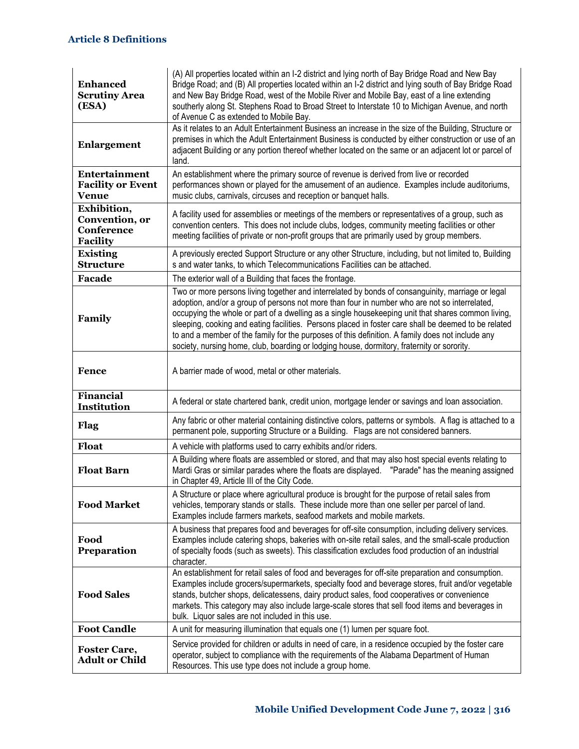| Term | Definition |
|---|---|
| **Enhanced Scrutiny Area (ESA)** | (A) All properties located within an I-2 district and lying north of Bay Bridge Road and New Bay Bridge Road; and (B) All properties located within an I-2 district and lying south of Bay Bridge Road and New Bay Bridge Road, west of the Mobile River and Mobile Bay, east of a line extending southerly along St. Stephens Road to Broad Street to Interstate 10 to Michigan Avenue, and north of Avenue C as extended to Mobile Bay. |
| **Enlargement** | As it relates to an Adult Entertainment Business an increase in the size of the Building, Structure or premises in which the Adult Entertainment Business is conducted by either construction or use of an adjacent Building or any portion thereof whether located on the same or an adjacent lot or parcel of land. |
| **Entertainment Facility or Event Venue** | An establishment where the primary source of revenue is derived from live or recorded performances shown or played for the amusement of an audience. Examples include auditoriums, music clubs, carnivals, circuses and reception or banquet halls. |
| **Exhibition, Convention, or Conference Facility** | A facility used for assemblies or meetings of the members or representatives of a group, such as convention centers. This does not include clubs, lodges, community meeting facilities or other meeting facilities of private or non-profit groups that are primarily used by group members. |
| **Existing Structure** | A previously erected Support Structure or any other Structure, including, but not limited to, Building s and water tanks, to which Telecommunications Facilities can be attached. |
| **Facade** | The exterior wall of a Building that faces the frontage. |
| **Family** | Two or more persons living together and interrelated by bonds of consanguinity, marriage or legal adoption, and/or a group of persons not more than four in number who are not so interrelated, occupying the whole or part of a dwelling as a single housekeeping unit that shares common living, sleeping, cooking and eating facilities. Persons placed in foster care shall be deemed to be related to and a member of the family for the purposes of this definition. A family does not include any society, nursing home, club, boarding or lodging house, dormitory, fraternity or sorority. |
| **Fence** | A barrier made of wood, metal or other materials. |
| **Financial Institution** | A federal or state chartered bank, credit union, mortgage lender or savings and loan association. |
| **Flag** | Any fabric or other material containing distinctive colors, patterns or symbols. A flag is attached to a permanent pole, supporting Structure or a Building. Flags are not considered banners. |
| **Float** | A vehicle with platforms used to carry exhibits and/or riders. |
| **Float Barn** | A Building where floats are assembled or stored, and that may also host special events relating to Mardi Gras or similar parades where the floats are displayed. "Parade" has the meaning assigned in Chapter 49, Article III of the City Code. |
| **Food Market** | A Structure or place where agricultural produce is brought for the purpose of retail sales from vehicles, temporary stands or stalls. These include more than one seller per parcel of land. Examples include farmers markets, seafood markets and mobile markets. |
| **Food Preparation** | A business that prepares food and beverages for off-site consumption, including delivery services. Examples include catering shops, bakeries with on-site retail sales, and the small-scale production of specialty foods (such as sweets). This classification excludes food production of an industrial character. |
| **Food Sales** | An establishment for retail sales of food and beverages for off-site preparation and consumption. Examples include grocers/supermarkets, specialty food and beverage stores, fruit and/or vegetable stands, butcher shops, delicatessens, dairy product sales, food cooperatives or convenience markets. This category may also include large-scale stores that sell food items and beverages in bulk. Liquor sales are not included in this use. |
| **Foot Candle** | A unit for measuring illumination that equals one (1) lumen per square foot. |
| **Foster Care, Adult or Child** | Service provided for children or adults in need of care, in a residence occupied by the foster care operator, subject to compliance with the requirements of the Alabama Department of Human Resources. This use type does not include a group home. |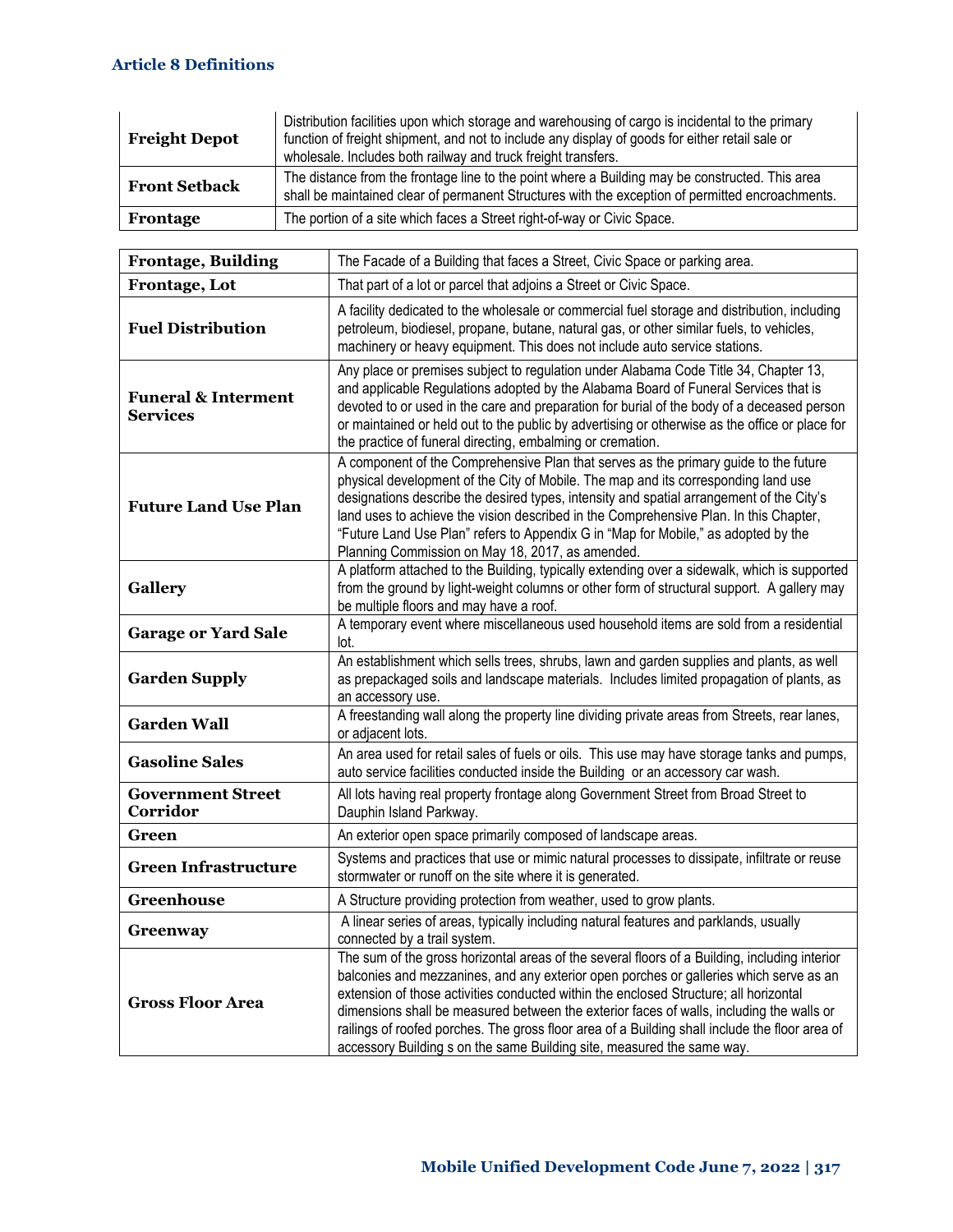| | |
|---|---|
| **Freight Depot** | Distribution facilities upon which storage and warehousing of cargo is incidental to the primary function of freight shipment, and not to include any display of goods for either retail sale or wholesale. Includes both railway and truck freight transfers. |
| **Front Setback** | The distance from the frontage line to the point where a Building may be constructed. This area shall be maintained clear of permanent Structures with the exception of permitted encroachments. |
| **Frontage** | The portion of a site which faces a Street right-of-way or Civic Space. |

| | |
|---|---|
| **Frontage, Building** | The Facade of a Building that faces a Street, Civic Space or parking area. |
| **Frontage, Lot** | That part of a lot or parcel that adjoins a Street or Civic Space. |
| **Fuel Distribution** | A facility dedicated to the wholesale or commercial fuel storage and distribution, including petroleum, biodiesel, propane, butane, natural gas, or other similar fuels, to vehicles, machinery or heavy equipment. This does not include auto service stations. |
| **Funeral & Interment Services** | Any place or premises subject to regulation under Alabama Code Title 34, Chapter 13, and applicable Regulations adopted by the Alabama Board of Funeral Services that is devoted to or used in the care and preparation for burial of the body of a deceased person or maintained or held out to the public by advertising or otherwise as the office or place for the practice of funeral directing, embalming or cremation. |
| **Future Land Use Plan** | A component of the Comprehensive Plan that serves as the primary guide to the future physical development of the City of Mobile. The map and its corresponding land use designations describe the desired types, intensity and spatial arrangement of the City's land uses to achieve the vision described in the Comprehensive Plan. In this Chapter, "Future Land Use Plan" refers to Appendix G in "Map for Mobile," as adopted by the Planning Commission on May 18, 2017, as amended. |
| **Gallery** | A platform attached to the Building, typically extending over a sidewalk, which is supported from the ground by light-weight columns or other form of structural support. A gallery may be multiple floors and may have a roof. |
| **Garage or Yard Sale** | A temporary event where miscellaneous used household items are sold from a residential lot. |
| **Garden Supply** | An establishment which sells trees, shrubs, lawn and garden supplies and plants, as well as prepackaged soils and landscape materials. Includes limited propagation of plants, as an accessory use. |
| **Garden Wall** | A freestanding wall along the property line dividing private areas from Streets, rear lanes, or adjacent lots. |
| **Gasoline Sales** | An area used for retail sales of fuels or oils. This use may have storage tanks and pumps, auto service facilities conducted inside the Building or an accessory car wash. |
| **Government Street Corridor** | All lots having real property frontage along Government Street from Broad Street to Dauphin Island Parkway. |
| **Green** | An exterior open space primarily composed of landscape areas. |
| **Green Infrastructure** | Systems and practices that use or mimic natural processes to dissipate, infiltrate or reuse stormwater or runoff on the site where it is generated. |
| **Greenhouse** | A Structure providing protection from weather, used to grow plants. |
| **Greenway** | A linear series of areas, typically including natural features and parklands, usually connected by a trail system. |
| **Gross Floor Area** | The sum of the gross horizontal areas of the several floors of a Building, including interior balconies and mezzanines, and any exterior open porches or galleries which serve as an extension of those activities conducted within the enclosed Structure; all horizontal dimensions shall be measured between the exterior faces of walls, including the walls or railings of roofed porches. The gross floor area of a Building shall include the floor area of accessory Building s on the same Building site, measured the same way. |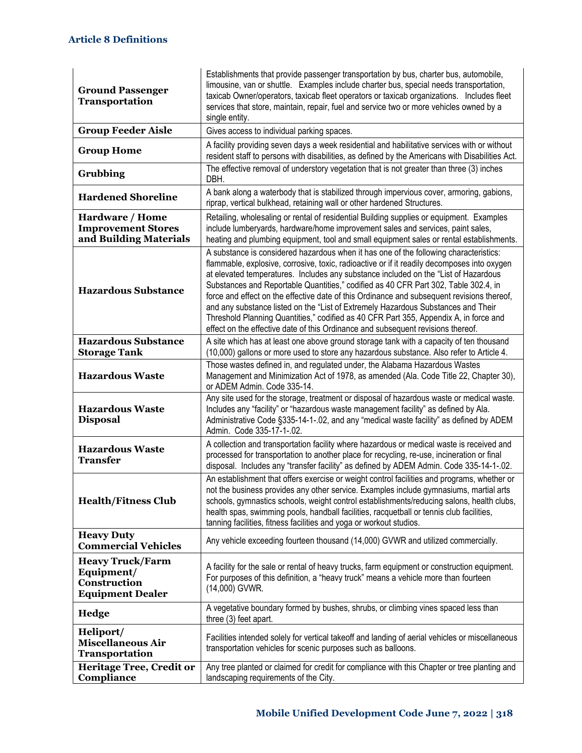| Term | Definition |
|---|---|
| **Ground Passenger Transportation** | Establishments that provide passenger transportation by bus, charter bus, automobile, limousine, van or shuttle. Examples include charter bus, special needs transportation, taxicab Owner/operators, taxicab fleet operators or taxicab organizations. Includes fleet services that store, maintain, repair, fuel and service two or more vehicles owned by a single entity. |
| **Group Feeder Aisle** | Gives access to individual parking spaces. |
| **Group Home** | A facility providing seven days a week residential and habilitative services with or without resident staff to persons with disabilities, as defined by the Americans with Disabilities Act. |
| **Grubbing** | The effective removal of understory vegetation that is not greater than three (3) inches DBH. |
| **Hardened Shoreline** | A bank along a waterbody that is stabilized through impervious cover, armoring, gabions, riprap, vertical bulkhead, retaining wall or other hardened Structures. |
| **Hardware / Home Improvement Stores and Building Materials** | Retailing, wholesaling or rental of residential Building supplies or equipment. Examples include lumberyards, hardware/home improvement sales and services, paint sales, heating and plumbing equipment, tool and small equipment sales or rental establishments. |
| **Hazardous Substance** | A substance is considered hazardous when it has one of the following characteristics: flammable, explosive, corrosive, toxic, radioactive or if it readily decomposes into oxygen at elevated temperatures. Includes any substance included on the "List of Hazardous Substances and Reportable Quantities," codified as 40 CFR Part 302, Table 302.4, in force and effect on the effective date of this Ordinance and subsequent revisions thereof, and any substance listed on the "List of Extremely Hazardous Substances and Their Threshold Planning Quantities," codified as 40 CFR Part 355, Appendix A, in force and effect on the effective date of this Ordinance and subsequent revisions thereof. |
| **Hazardous Substance Storage Tank** | A site which has at least one above ground storage tank with a capacity of ten thousand (10,000) gallons or more used to store any hazardous substance. Also refer to Article 4. |
| **Hazardous Waste** | Those wastes defined in, and regulated under, the Alabama Hazardous Wastes Management and Minimization Act of 1978, as amended (Ala. Code Title 22, Chapter 30), or ADEM Admin. Code 335-14. |
| **Hazardous Waste Disposal** | Any site used for the storage, treatment or disposal of hazardous waste or medical waste. Includes any "facility" or "hazardous waste management facility" as defined by Ala. Administrative Code §335-14-1-.02, and any "medical waste facility" as defined by ADEM Admin. Code 335-17-1-.02. |
| **Hazardous Waste Transfer** | A collection and transportation facility where hazardous or medical waste is received and processed for transportation to another place for recycling, re-use, incineration or final disposal. Includes any "transfer facility" as defined by ADEM Admin. Code 335-14-1-.02. |
| **Health/Fitness Club** | An establishment that offers exercise or weight control facilities and programs, whether or not the business provides any other service. Examples include gymnasiums, martial arts schools, gymnastics schools, weight control establishments/reducing salons, health clubs, health spas, swimming pools, handball facilities, racquetball or tennis club facilities, tanning facilities, fitness facilities and yoga or workout studios. |
| **Heavy Duty Commercial Vehicles** | Any vehicle exceeding fourteen thousand (14,000) GVWR and utilized commercially. |
| **Heavy Truck/Farm Equipment/ Construction Equipment Dealer** | A facility for the sale or rental of heavy trucks, farm equipment or construction equipment. For purposes of this definition, a "heavy truck" means a vehicle more than fourteen (14,000) GVWR. |
| **Hedge** | A vegetative boundary formed by bushes, shrubs, or climbing vines spaced less than three (3) feet apart. |
| **Heliport/ Miscellaneous Air Transportation** | Facilities intended solely for vertical takeoff and landing of aerial vehicles or miscellaneous transportation vehicles for scenic purposes such as balloons. |
| **Heritage Tree, Credit or Compliance** | Any tree planted or claimed for credit for compliance with this Chapter or tree planting and landscaping requirements of the City. |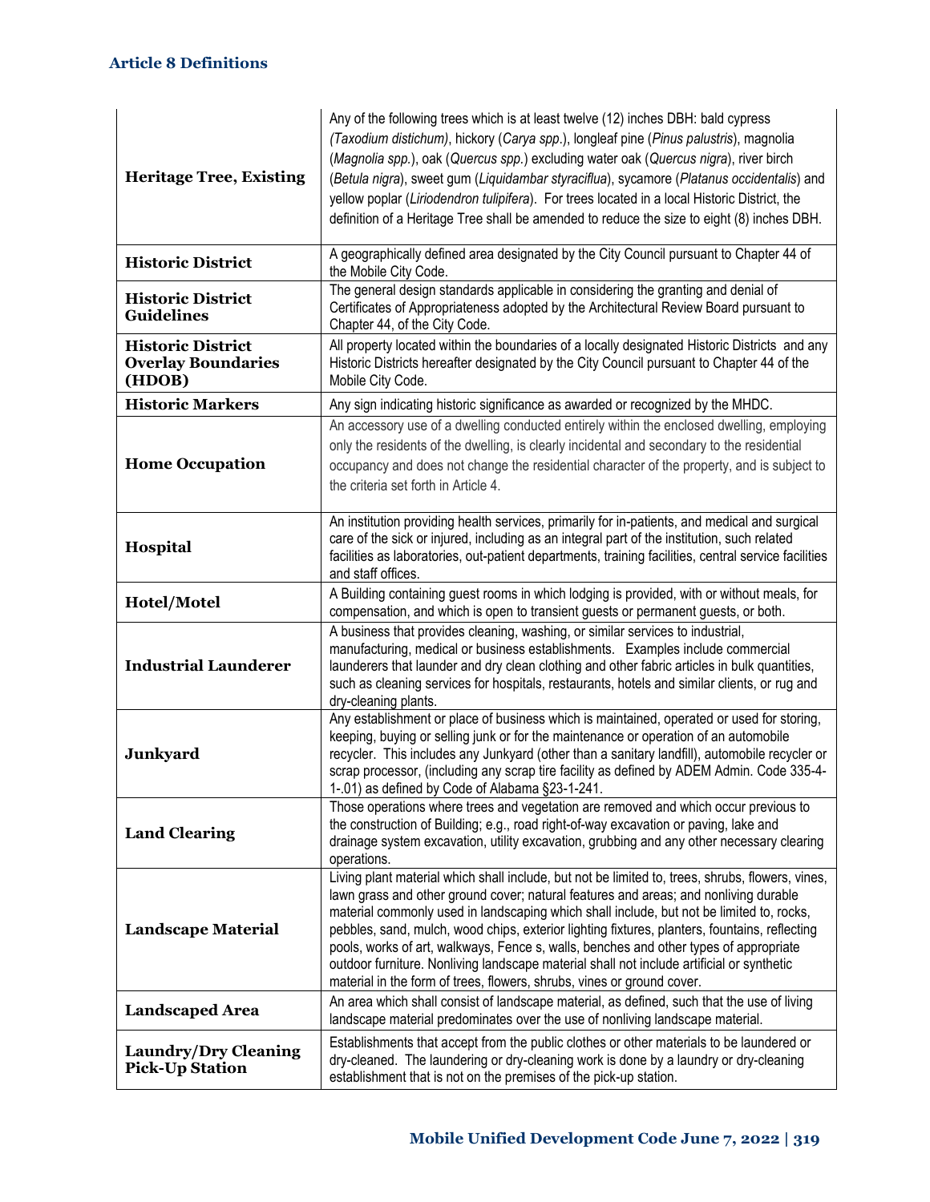| | |
|---|---|
| **Heritage Tree, Existing** | Any of the following trees which is at least twelve (12) inches DBH: bald cypress *(Taxodium distichum)*, hickory (*Carya spp*.), longleaf pine (*Pinus palustris*), magnolia (*Magnolia spp*.), oak (*Quercus spp*.) excluding water oak (*Quercus nigra*), river birch (*Betula nigra*), sweet gum (*Liquidambar styraciflua*), sycamore (*Platanus occidentalis*) and yellow poplar (*Liriodendron tulipifera*). For trees located in a local Historic District, the definition of a Heritage Tree shall be amended to reduce the size to eight (8) inches DBH. |
| **Historic District** | A geographically defined area designated by the City Council pursuant to Chapter 44 of the Mobile City Code. |
| **Historic District Guidelines** | The general design standards applicable in considering the granting and denial of Certificates of Appropriateness adopted by the Architectural Review Board pursuant to Chapter 44, of the City Code. |
| **Historic District Overlay Boundaries (HDOB)** | All property located within the boundaries of a locally designated Historic Districts and any Historic Districts hereafter designated by the City Council pursuant to Chapter 44 of the Mobile City Code. |
| **Historic Markers** | Any sign indicating historic significance as awarded or recognized by the MHDC. |
| **Home Occupation** | An accessory use of a dwelling conducted entirely within the enclosed dwelling, employing only the residents of the dwelling, is clearly incidental and secondary to the residential occupancy and does not change the residential character of the property, and is subject to the criteria set forth in Article 4. |
| **Hospital** | An institution providing health services, primarily for in-patients, and medical and surgical care of the sick or injured, including as an integral part of the institution, such related facilities as laboratories, out-patient departments, training facilities, central service facilities and staff offices. |
| **Hotel/Motel** | A Building containing guest rooms in which lodging is provided, with or without meals, for compensation, and which is open to transient guests or permanent guests, or both. |
| **Industrial Launderer** | A business that provides cleaning, washing, or similar services to industrial, manufacturing, medical or business establishments. Examples include commercial launderers that launder and dry clean clothing and other fabric articles in bulk quantities, such as cleaning services for hospitals, restaurants, hotels and similar clients, or rug and dry-cleaning plants. |
| **Junkyard** | Any establishment or place of business which is maintained, operated or used for storing, keeping, buying or selling junk or for the maintenance or operation of an automobile recycler. This includes any Junkyard (other than a sanitary landfill), automobile recycler or scrap processor, (including any scrap tire facility as defined by ADEM Admin. Code 335-4-1-.01) as defined by Code of Alabama §23-1-241. |
| **Land Clearing** | Those operations where trees and vegetation are removed and which occur previous to the construction of Building; e.g., road right-of-way excavation or paving, lake and drainage system excavation, utility excavation, grubbing and any other necessary clearing operations. |
| **Landscape Material** | Living plant material which shall include, but not be limited to, trees, shrubs, flowers, vines, lawn grass and other ground cover; natural features and areas; and nonliving durable material commonly used in landscaping which shall include, but not be limited to, rocks, pebbles, sand, mulch, wood chips, exterior lighting fixtures, planters, fountains, reflecting pools, works of art, walkways, Fence s, walls, benches and other types of appropriate outdoor furniture. Nonliving landscape material shall not include artificial or synthetic material in the form of trees, flowers, shrubs, vines or ground cover. |
| **Landscaped Area** | An area which shall consist of landscape material, as defined, such that the use of living landscape material predominates over the use of nonliving landscape material. |
| **Laundry/Dry Cleaning Pick-Up Station** | Establishments that accept from the public clothes or other materials to be laundered or dry-cleaned. The laundering or dry-cleaning work is done by a laundry or dry-cleaning establishment that is not on the premises of the pick-up station. |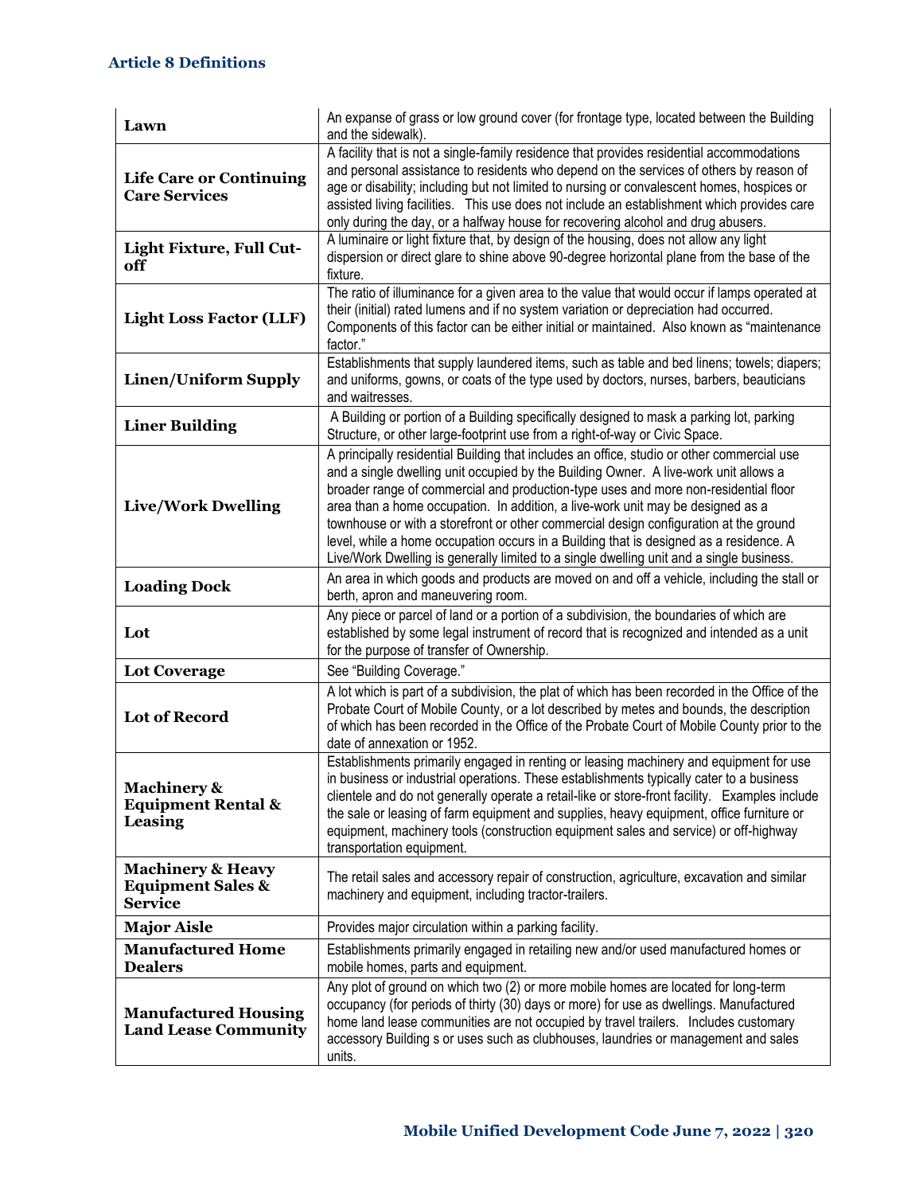| Term | Definition |
|---|---|
| **Lawn** | An expanse of grass or low ground cover (for frontage type, located between the Building and the sidewalk). |
| **Life Care or Continuing Care Services** | A facility that is not a single-family residence that provides residential accommodations and personal assistance to residents who depend on the services of others by reason of age or disability; including but not limited to nursing or convalescent homes, hospices or assisted living facilities. This use does not include an establishment which provides care only during the day, or a halfway house for recovering alcohol and drug abusers. |
| **Light Fixture, Full Cut-off** | A luminaire or light fixture that, by design of the housing, does not allow any light dispersion or direct glare to shine above 90-degree horizontal plane from the base of the fixture. |
| **Light Loss Factor (LLF)** | The ratio of illuminance for a given area to the value that would occur if lamps operated at their (initial) rated lumens and if no system variation or depreciation had occurred. Components of this factor can be either initial or maintained. Also known as "maintenance factor." |
| **Linen/Uniform Supply** | Establishments that supply laundered items, such as table and bed linens; towels; diapers; and uniforms, gowns, or coats of the type used by doctors, nurses, barbers, beauticians and waitresses. |
| **Liner Building** | A Building or portion of a Building specifically designed to mask a parking lot, parking Structure, or other large-footprint use from a right-of-way or Civic Space. |
| **Live/Work Dwelling** | A principally residential Building that includes an office, studio or other commercial use and a single dwelling unit occupied by the Building Owner. A live-work unit allows a broader range of commercial and production-type uses and more non-residential floor area than a home occupation. In addition, a live-work unit may be designed as a townhouse or with a storefront or other commercial design configuration at the ground level, while a home occupation occurs in a Building that is designed as a residence. A Live/Work Dwelling is generally limited to a single dwelling unit and a single business. |
| **Loading Dock** | An area in which goods and products are moved on and off a vehicle, including the stall or berth, apron and maneuvering room. |
| **Lot** | Any piece or parcel of land or a portion of a subdivision, the boundaries of which are established by some legal instrument of record that is recognized and intended as a unit for the purpose of transfer of Ownership. |
| **Lot Coverage** | See "Building Coverage." |
| **Lot of Record** | A lot which is part of a subdivision, the plat of which has been recorded in the Office of the Probate Court of Mobile County, or a lot described by metes and bounds, the description of which has been recorded in the Office of the Probate Court of Mobile County prior to the date of annexation or 1952. |
| **Machinery & Equipment Rental & Leasing** | Establishments primarily engaged in renting or leasing machinery and equipment for use in business or industrial operations. These establishments typically cater to a business clientele and do not generally operate a retail-like or store-front facility. Examples include the sale or leasing of farm equipment and supplies, heavy equipment, office furniture or equipment, machinery tools (construction equipment sales and service) or off-highway transportation equipment. |
| **Machinery & Heavy Equipment Sales & Service** | The retail sales and accessory repair of construction, agriculture, excavation and similar machinery and equipment, including tractor-trailers. |
| **Major Aisle** | Provides major circulation within a parking facility. |
| **Manufactured Home Dealers** | Establishments primarily engaged in retailing new and/or used manufactured homes or mobile homes, parts and equipment. |
| **Manufactured Housing Land Lease Community** | Any plot of ground on which two (2) or more mobile homes are located for long-term occupancy (for periods of thirty (30) days or more) for use as dwellings. Manufactured home land lease communities are not occupied by travel trailers. Includes customary accessory Building s or uses such as clubhouses, laundries or management and sales units. |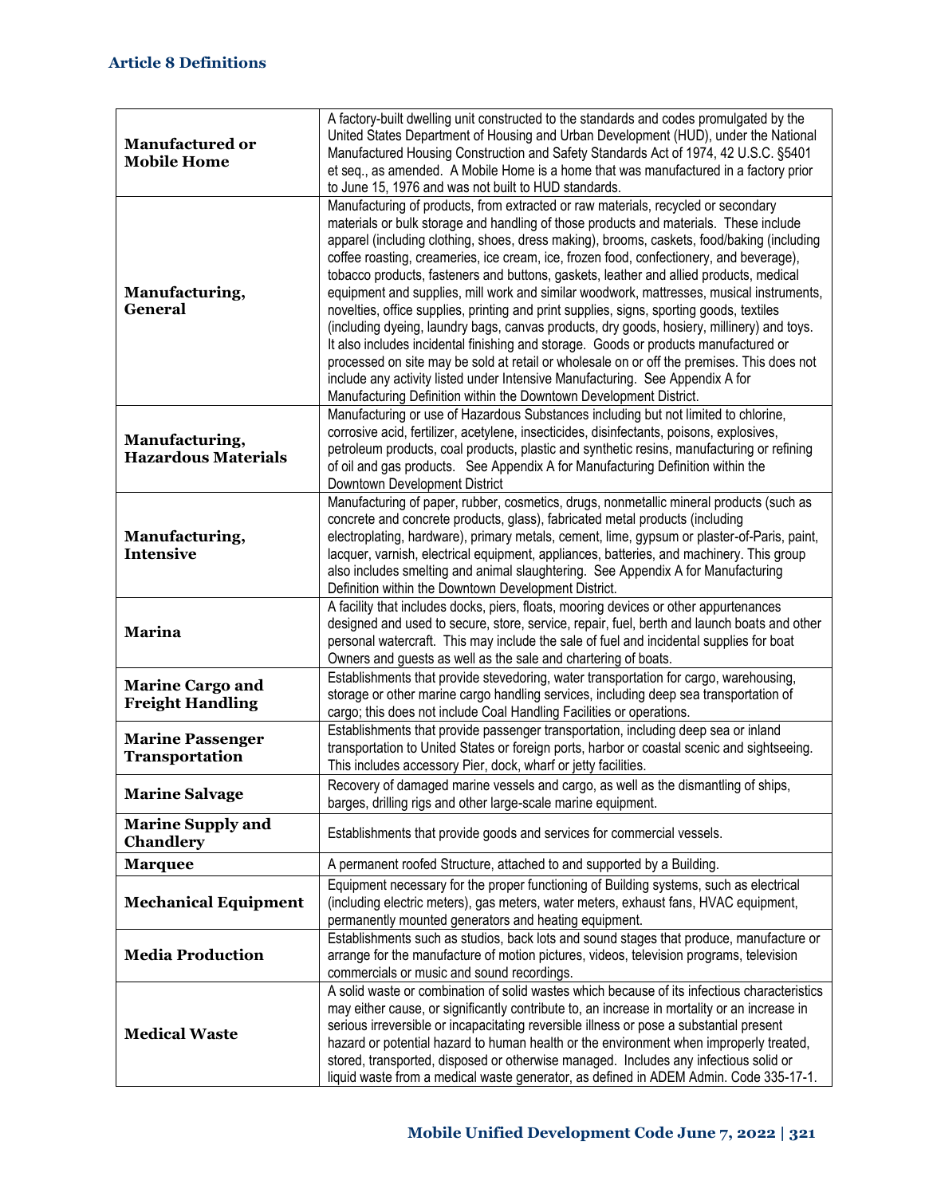| Term | Definition |
|---|---|
| **Manufactured or Mobile Home** | A factory-built dwelling unit constructed to the standards and codes promulgated by the United States Department of Housing and Urban Development (HUD), under the National Manufactured Housing Construction and Safety Standards Act of 1974, 42 U.S.C. §5401 et seq., as amended. A Mobile Home is a home that was manufactured in a factory prior to June 15, 1976 and was not built to HUD standards. |
| **Manufacturing, General** | Manufacturing of products, from extracted or raw materials, recycled or secondary materials or bulk storage and handling of those products and materials. These include apparel (including clothing, shoes, dress making), brooms, caskets, food/baking (including coffee roasting, creameries, ice cream, ice, frozen food, confectionery, and beverage), tobacco products, fasteners and buttons, gaskets, leather and allied products, medical equipment and supplies, mill work and similar woodwork, mattresses, musical instruments, novelties, office supplies, printing and print supplies, signs, sporting goods, textiles (including dyeing, laundry bags, canvas products, dry goods, hosiery, millinery) and toys. It also includes incidental finishing and storage. Goods or products manufactured or processed on site may be sold at retail or wholesale on or off the premises. This does not include any activity listed under Intensive Manufacturing. See Appendix A for Manufacturing Definition within the Downtown Development District. |
| **Manufacturing, Hazardous Materials** | Manufacturing or use of Hazardous Substances including but not limited to chlorine, corrosive acid, fertilizer, acetylene, insecticides, disinfectants, poisons, explosives, petroleum products, coal products, plastic and synthetic resins, manufacturing or refining of oil and gas products. See Appendix A for Manufacturing Definition within the Downtown Development District |
| **Manufacturing, Intensive** | Manufacturing of paper, rubber, cosmetics, drugs, nonmetallic mineral products (such as concrete and concrete products, glass), fabricated metal products (including electroplating, hardware), primary metals, cement, lime, gypsum or plaster-of-Paris, paint, lacquer, varnish, electrical equipment, appliances, batteries, and machinery. This group also includes smelting and animal slaughtering. See Appendix A for Manufacturing Definition within the Downtown Development District. |
| **Marina** | A facility that includes docks, piers, floats, mooring devices or other appurtenances designed and used to secure, store, service, repair, fuel, berth and launch boats and other personal watercraft. This may include the sale of fuel and incidental supplies for boat Owners and guests as well as the sale and chartering of boats. |
| **Marine Cargo and Freight Handling** | Establishments that provide stevedoring, water transportation for cargo, warehousing, storage or other marine cargo handling services, including deep sea transportation of cargo; this does not include Coal Handling Facilities or operations. |
| **Marine Passenger Transportation** | Establishments that provide passenger transportation, including deep sea or inland transportation to United States or foreign ports, harbor or coastal scenic and sightseeing. This includes accessory Pier, dock, wharf or jetty facilities. |
| **Marine Salvage** | Recovery of damaged marine vessels and cargo, as well as the dismantling of ships, barges, drilling rigs and other large-scale marine equipment. |
| **Marine Supply and Chandlery** | Establishments that provide goods and services for commercial vessels. |
| **Marquee** | A permanent roofed Structure, attached to and supported by a Building. |
| **Mechanical Equipment** | Equipment necessary for the proper functioning of Building systems, such as electrical (including electric meters), gas meters, water meters, exhaust fans, HVAC equipment, permanently mounted generators and heating equipment. |
| **Media Production** | Establishments such as studios, back lots and sound stages that produce, manufacture or arrange for the manufacture of motion pictures, videos, television programs, television commercials or music and sound recordings. |
| **Medical Waste** | A solid waste or combination of solid wastes which because of its infectious characteristics may either cause, or significantly contribute to, an increase in mortality or an increase in serious irreversible or incapacitating reversible illness or pose a substantial present hazard or potential hazard to human health or the environment when improperly treated, stored, transported, disposed or otherwise managed. Includes any infectious solid or liquid waste from a medical waste generator, as defined in ADEM Admin. Code 335-17-1. |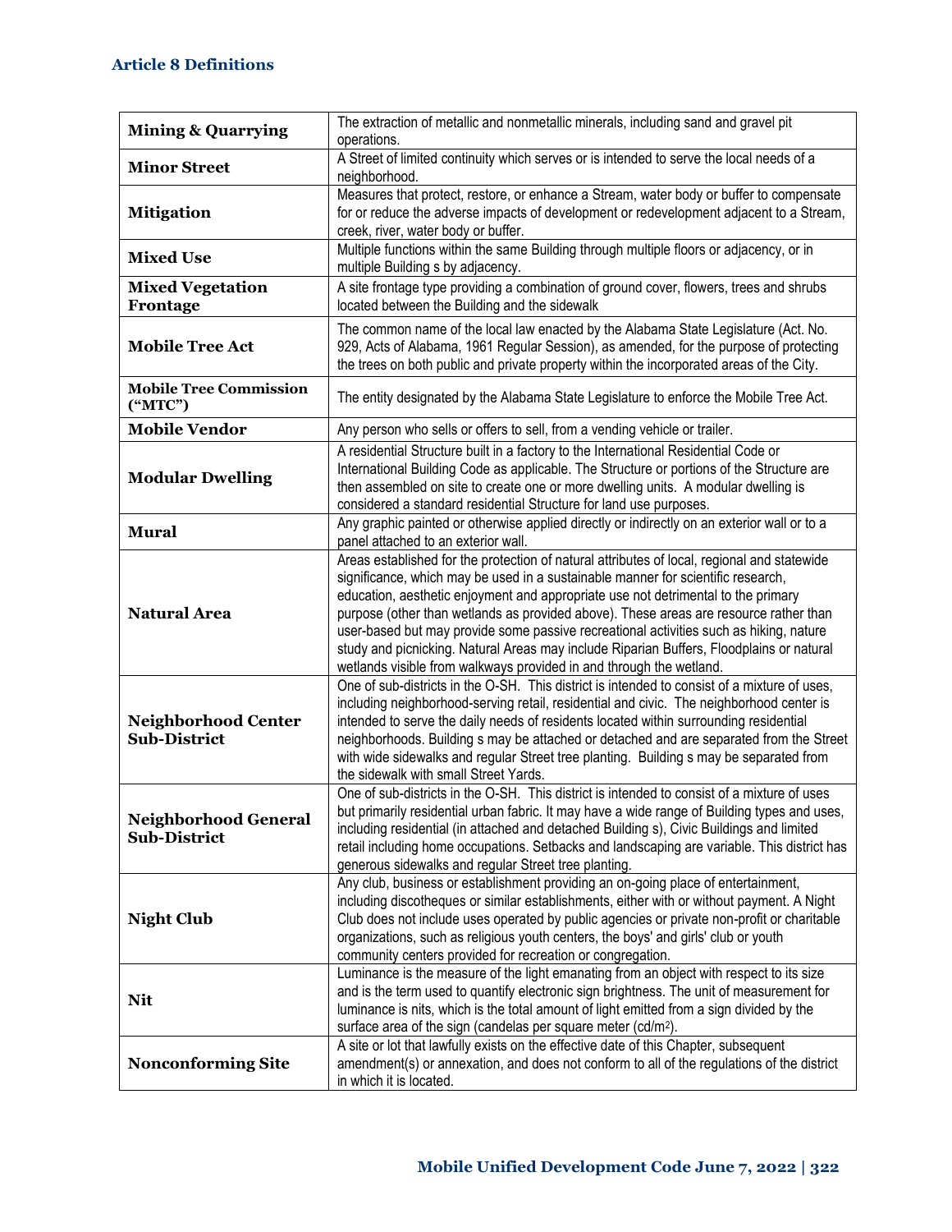| Term | Definition |
|---|---|
| **Mining & Quarrying** | The extraction of metallic and nonmetallic minerals, including sand and gravel pit operations. |
| **Minor Street** | A Street of limited continuity which serves or is intended to serve the local needs of a neighborhood. |
| **Mitigation** | Measures that protect, restore, or enhance a Stream, water body or buffer to compensate for or reduce the adverse impacts of development or redevelopment adjacent to a Stream, creek, river, water body or buffer. |
| **Mixed Use** | Multiple functions within the same Building through multiple floors or adjacency, or in multiple Building s by adjacency. |
| **Mixed Vegetation Frontage** | A site frontage type providing a combination of ground cover, flowers, trees and shrubs located between the Building and the sidewalk |
| **Mobile Tree Act** | The common name of the local law enacted by the Alabama State Legislature (Act. No. 929, Acts of Alabama, 1961 Regular Session), as amended, for the purpose of protecting the trees on both public and private property within the incorporated areas of the City. |
| **Mobile Tree Commission ("MTC")** | The entity designated by the Alabama State Legislature to enforce the Mobile Tree Act. |
| **Mobile Vendor** | Any person who sells or offers to sell, from a vending vehicle or trailer. |
| **Modular Dwelling** | A residential Structure built in a factory to the International Residential Code or International Building Code as applicable. The Structure or portions of the Structure are then assembled on site to create one or more dwelling units. A modular dwelling is considered a standard residential Structure for land use purposes. |
| **Mural** | Any graphic painted or otherwise applied directly or indirectly on an exterior wall or to a panel attached to an exterior wall. |
| **Natural Area** | Areas established for the protection of natural attributes of local, regional and statewide significance, which may be used in a sustainable manner for scientific research, education, aesthetic enjoyment and appropriate use not detrimental to the primary purpose (other than wetlands as provided above). These areas are resource rather than user-based but may provide some passive recreational activities such as hiking, nature study and picnicking. Natural Areas may include Riparian Buffers, Floodplains or natural wetlands visible from walkways provided in and through the wetland. |
| **Neighborhood Center Sub-District** | One of sub-districts in the O-SH. This district is intended to consist of a mixture of uses, including neighborhood-serving retail, residential and civic. The neighborhood center is intended to serve the daily needs of residents located within surrounding residential neighborhoods. Building s may be attached or detached and are separated from the Street with wide sidewalks and regular Street tree planting. Building s may be separated from the sidewalk with small Street Yards. |
| **Neighborhood General Sub-District** | One of sub-districts in the O-SH. This district is intended to consist of a mixture of uses but primarily residential urban fabric. It may have a wide range of Building types and uses, including residential (in attached and detached Building s), Civic Buildings and limited retail including home occupations. Setbacks and landscaping are variable. This district has generous sidewalks and regular Street tree planting. |
| **Night Club** | Any club, business or establishment providing an on-going place of entertainment, including discotheques or similar establishments, either with or without payment. A Night Club does not include uses operated by public agencies or private non-profit or charitable organizations, such as religious youth centers, the boys' and girls' club or youth community centers provided for recreation or congregation. |
| **Nit** | Luminance is the measure of the light emanating from an object with respect to its size and is the term used to quantify electronic sign brightness. The unit of measurement for luminance is nits, which is the total amount of light emitted from a sign divided by the surface area of the sign (candelas per square meter ($cd/m^2$). |
| **Nonconforming Site** | A site or lot that lawfully exists on the effective date of this Chapter, subsequent amendment(s) or annexation, and does not conform to all of the regulations of the district in which it is located. |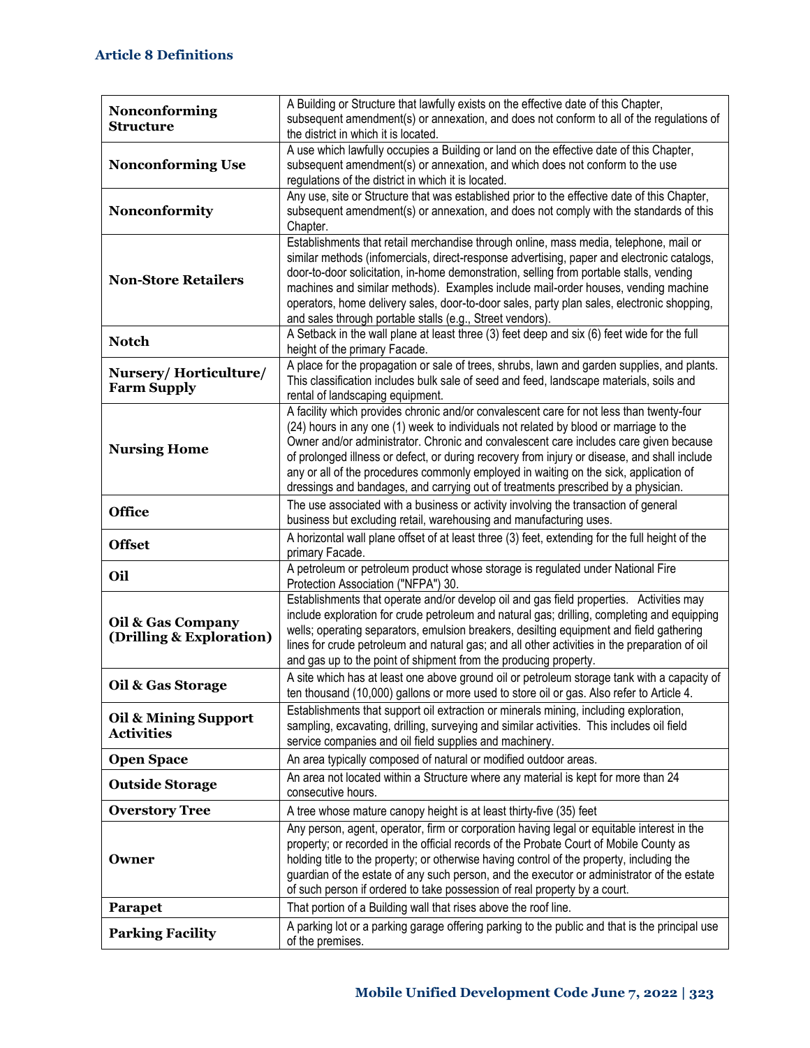## Article 8 Definitions

| | |
|---|---|
| **Nonconforming Structure** | A Building or Structure that lawfully exists on the effective date of this Chapter, subsequent amendment(s) or annexation, and does not conform to all of the regulations of the district in which it is located. |
| **Nonconforming Use** | A use which lawfully occupies a Building or land on the effective date of this Chapter, subsequent amendment(s) or annexation, and which does not conform to the use regulations of the district in which it is located. |
| **Nonconformity** | Any use, site or Structure that was established prior to the effective date of this Chapter, subsequent amendment(s) or annexation, and does not comply with the standards of this Chapter. |
| **Non-Store Retailers** | Establishments that retail merchandise through online, mass media, telephone, mail or similar methods (infomercials, direct-response advertising, paper and electronic catalogs, door-to-door solicitation, in-home demonstration, selling from portable stalls, vending machines and similar methods). Examples include mail-order houses, vending machine operators, home delivery sales, door-to-door sales, party plan sales, electronic shopping, and sales through portable stalls (e.g., Street vendors). |
| **Notch** | A Setback in the wall plane at least three (3) feet deep and six (6) feet wide for the full height of the primary Facade. |
| **Nursery/ Horticulture/ Farm Supply** | A place for the propagation or sale of trees, shrubs, lawn and garden supplies, and plants. This classification includes bulk sale of seed and feed, landscape materials, soils and rental of landscaping equipment. |
| **Nursing Home** | A facility which provides chronic and/or convalescent care for not less than twenty-four (24) hours in any one (1) week to individuals not related by blood or marriage to the Owner and/or administrator. Chronic and convalescent care includes care given because of prolonged illness or defect, or during recovery from injury or disease, and shall include any or all of the procedures commonly employed in waiting on the sick, application of dressings and bandages, and carrying out of treatments prescribed by a physician. |
| **Office** | The use associated with a business or activity involving the transaction of general business but excluding retail, warehousing and manufacturing uses. |
| **Offset** | A horizontal wall plane offset of at least three (3) feet, extending for the full height of the primary Facade. |
| **Oil** | A petroleum or petroleum product whose storage is regulated under National Fire Protection Association ("NFPA") 30. |
| **Oil & Gas Company (Drilling & Exploration)** | Establishments that operate and/or develop oil and gas field properties. Activities may include exploration for crude petroleum and natural gas; drilling, completing and equipping wells; operating separators, emulsion breakers, desilting equipment and field gathering lines for crude petroleum and natural gas; and all other activities in the preparation of oil and gas up to the point of shipment from the producing property. |
| **Oil & Gas Storage** | A site which has at least one above ground oil or petroleum storage tank with a capacity of ten thousand (10,000) gallons or more used to store oil or gas. Also refer to Article 4. |
| **Oil & Mining Support Activities** | Establishments that support oil extraction or minerals mining, including exploration, sampling, excavating, drilling, surveying and similar activities. This includes oil field service companies and oil field supplies and machinery. |
| **Open Space** | An area typically composed of natural or modified outdoor areas. |
| **Outside Storage** | An area not located within a Structure where any material is kept for more than 24 consecutive hours. |
| **Overstory Tree** | A tree whose mature canopy height is at least thirty-five (35) feet |
| **Owner** | Any person, agent, operator, firm or corporation having legal or equitable interest in the property; or recorded in the official records of the Probate Court of Mobile County as holding title to the property; or otherwise having control of the property, including the guardian of the estate of any such person, and the executor or administrator of the estate of such person if ordered to take possession of real property by a court. |
| **Parapet** | That portion of a Building wall that rises above the roof line. |
| **Parking Facility** | A parking lot or a parking garage offering parking to the public and that is the principal use of the premises. |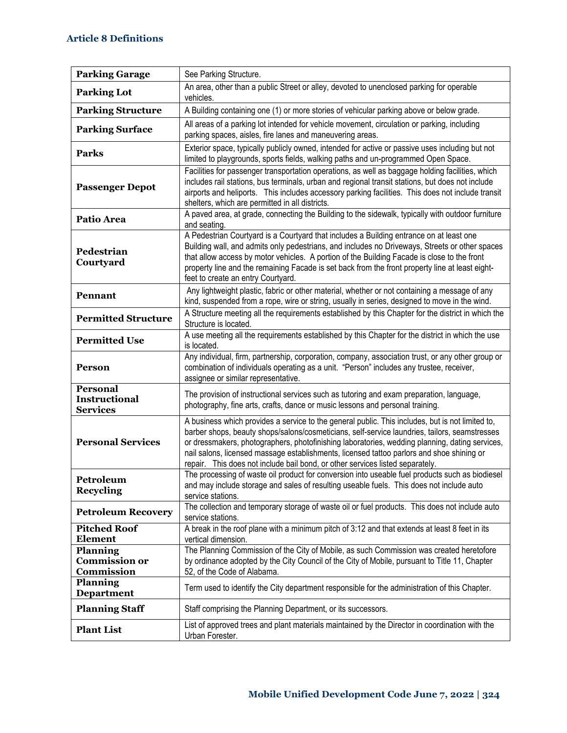| Parking Garage | See Parking Structure. |
|---|---|
| **Parking Lot** | An area, other than a public Street or alley, devoted to unenclosed parking for operable vehicles. |
| **Parking Structure** | A Building containing one (1) or more stories of vehicular parking above or below grade. |
| **Parking Surface** | All areas of a parking lot intended for vehicle movement, circulation or parking, including parking spaces, aisles, fire lanes and maneuvering areas. |
| **Parks** | Exterior space, typically publicly owned, intended for active or passive uses including but not limited to playgrounds, sports fields, walking paths and un-programmed Open Space. |
| **Passenger Depot** | Facilities for passenger transportation operations, as well as baggage holding facilities, which includes rail stations, bus terminals, urban and regional transit stations, but does not include airports and heliports. This includes accessory parking facilities. This does not include transit shelters, which are permitted in all districts. |
| **Patio Area** | A paved area, at grade, connecting the Building to the sidewalk, typically with outdoor furniture and seating. |
| **Pedestrian Courtyard** | A Pedestrian Courtyard is a Courtyard that includes a Building entrance on at least one Building wall, and admits only pedestrians, and includes no Driveways, Streets or other spaces that allow access by motor vehicles. A portion of the Building Facade is close to the front property line and the remaining Facade is set back from the front property line at least eight-feet to create an entry Courtyard. |
| **Pennant** | Any lightweight plastic, fabric or other material, whether or not containing a message of any kind, suspended from a rope, wire or string, usually in series, designed to move in the wind. |
| **Permitted Structure** | A Structure meeting all the requirements established by this Chapter for the district in which the Structure is located. |
| **Permitted Use** | A use meeting all the requirements established by this Chapter for the district in which the use is located. |
| **Person** | Any individual, firm, partnership, corporation, company, association trust, or any other group or combination of individuals operating as a unit. "Person" includes any trustee, receiver, assignee or similar representative. |
| **Personal Instructional Services** | The provision of instructional services such as tutoring and exam preparation, language, photography, fine arts, crafts, dance or music lessons and personal training. |
| **Personal Services** | A business which provides a service to the general public. This includes, but is not limited to, barber shops, beauty shops/salons/cosmeticians, self-service laundries, tailors, seamstresses or dressmakers, photographers, photofinishing laboratories, wedding planning, dating services, nail salons, licensed massage establishments, licensed tattoo parlors and shoe shining or repair. This does not include bail bond, or other services listed separately. |
| **Petroleum Recycling** | The processing of waste oil product for conversion into useable fuel products such as biodiesel and may include storage and sales of resulting useable fuels. This does not include auto service stations. |
| **Petroleum Recovery** | The collection and temporary storage of waste oil or fuel products. This does not include auto service stations. |
| **Pitched Roof Element** | A break in the roof plane with a minimum pitch of 3:12 and that extends at least 8 feet in its vertical dimension. |
| **Planning Commission or Commission** | The Planning Commission of the City of Mobile, as such Commission was created heretofore by ordinance adopted by the City Council of the City of Mobile, pursuant to Title 11, Chapter 52, of the Code of Alabama. |
| **Planning Department** | Term used to identify the City department responsible for the administration of this Chapter. |
| **Planning Staff** | Staff comprising the Planning Department, or its successors. |
| **Plant List** | List of approved trees and plant materials maintained by the Director in coordination with the Urban Forester. |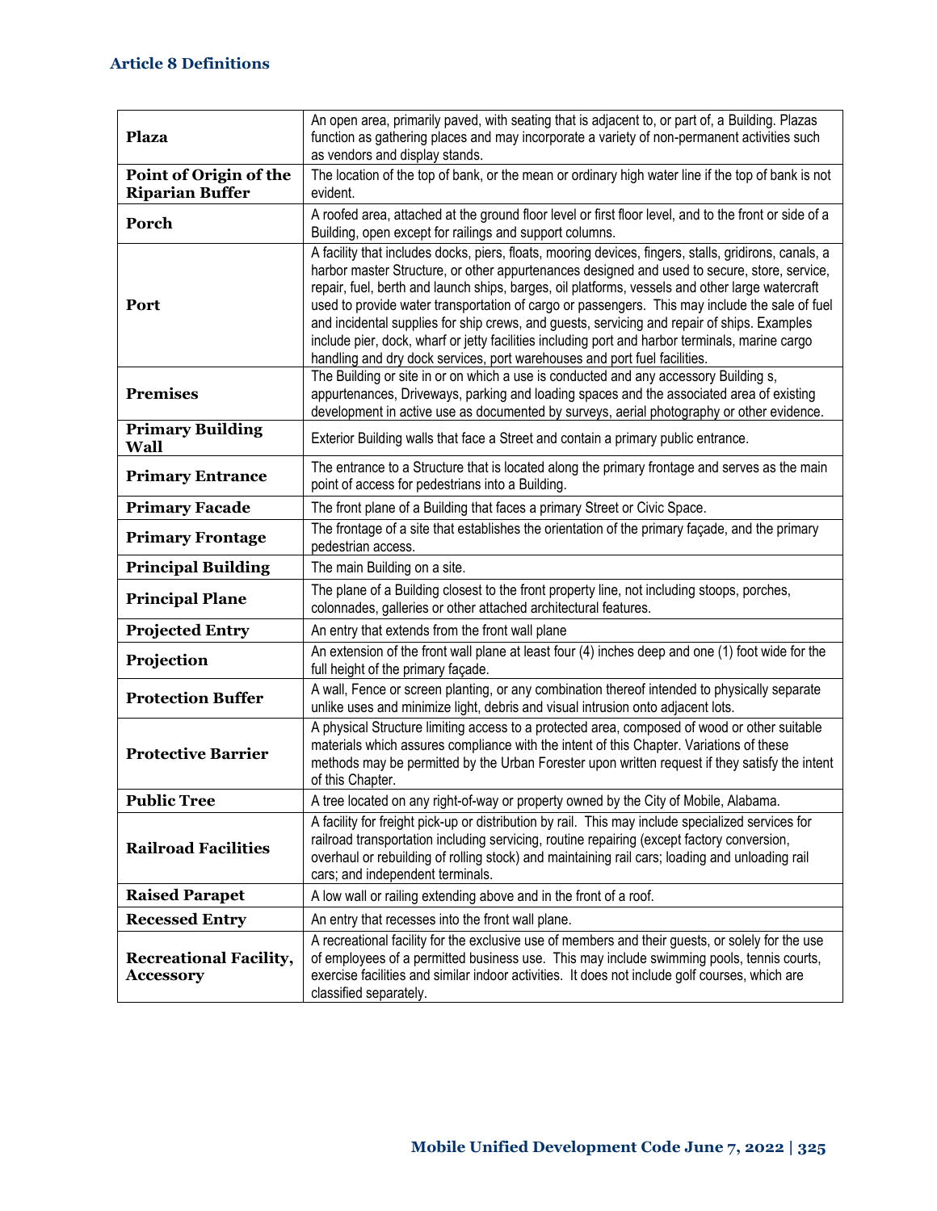# Article 8 Definitions

| | |
|---|---|
| **Plaza** | An open area, primarily paved, with seating that is adjacent to, or part of, a Building. Plazas function as gathering places and may incorporate a variety of non-permanent activities such as vendors and display stands. |
| **Point of Origin of the Riparian Buffer** | The location of the top of bank, or the mean or ordinary high water line if the top of bank is not evident. |
| **Porch** | A roofed area, attached at the ground floor level or first floor level, and to the front or side of a Building, open except for railings and support columns. |
| **Port** | A facility that includes docks, piers, floats, mooring devices, fingers, stalls, gridirons, canals, a harbor master Structure, or other appurtenances designed and used to secure, store, service, repair, fuel, berth and launch ships, barges, oil platforms, vessels and other large watercraft used to provide water transportation of cargo or passengers. This may include the sale of fuel and incidental supplies for ship crews, and guests, servicing and repair of ships. Examples include pier, dock, wharf or jetty facilities including port and harbor terminals, marine cargo handling and dry dock services, port warehouses and port fuel facilities. |
| **Premises** | The Building or site in or on which a use is conducted and any accessory Building s, appurtenances, Driveways, parking and loading spaces and the associated area of existing development in active use as documented by surveys, aerial photography or other evidence. |
| **Primary Building Wall** | Exterior Building walls that face a Street and contain a primary public entrance. |
| **Primary Entrance** | The entrance to a Structure that is located along the primary frontage and serves as the main point of access for pedestrians into a Building. |
| **Primary Facade** | The front plane of a Building that faces a primary Street or Civic Space. |
| **Primary Frontage** | The frontage of a site that establishes the orientation of the primary façade, and the primary pedestrian access. |
| **Principal Building** | The main Building on a site. |
| **Principal Plane** | The plane of a Building closest to the front property line, not including stoops, porches, colonnades, galleries or other attached architectural features. |
| **Projected Entry** | An entry that extends from the front wall plane |
| **Projection** | An extension of the front wall plane at least four (4) inches deep and one (1) foot wide for the full height of the primary façade. |
| **Protection Buffer** | A wall, Fence or screen planting, or any combination thereof intended to physically separate unlike uses and minimize light, debris and visual intrusion onto adjacent lots. |
| **Protective Barrier** | A physical Structure limiting access to a protected area, composed of wood or other suitable materials which assures compliance with the intent of this Chapter. Variations of these methods may be permitted by the Urban Forester upon written request if they satisfy the intent of this Chapter. |
| **Public Tree** | A tree located on any right-of-way or property owned by the City of Mobile, Alabama. |
| **Railroad Facilities** | A facility for freight pick-up or distribution by rail. This may include specialized services for railroad transportation including servicing, routine repairing (except factory conversion, overhaul or rebuilding of rolling stock) and maintaining rail cars; loading and unloading rail cars; and independent terminals. |
| **Raised Parapet** | A low wall or railing extending above and in the front of a roof. |
| **Recessed Entry** | An entry that recesses into the front wall plane. |
| **Recreational Facility, Accessory** | A recreational facility for the exclusive use of members and their guests, or solely for the use of employees of a permitted business use. This may include swimming pools, tennis courts, exercise facilities and similar indoor activities. It does not include golf courses, which are classified separately. |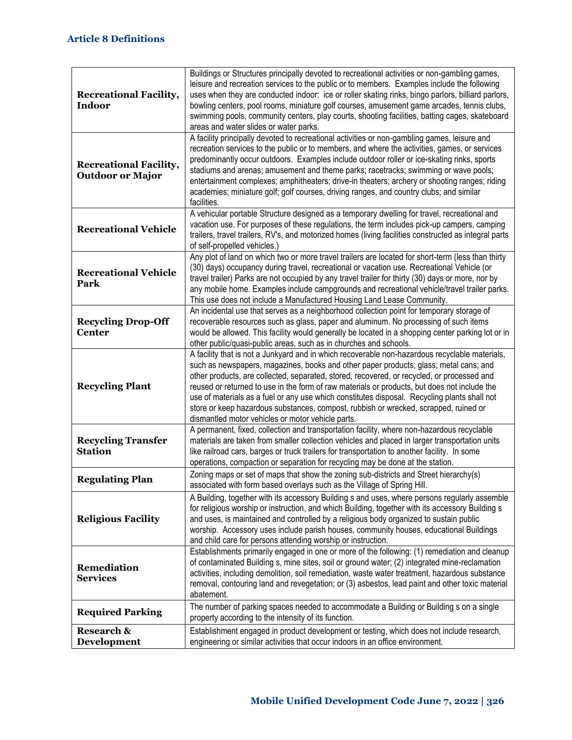## Article 8 Definitions

| | |
|---|---|
| **Recreational Facility, Indoor** | Buildings or Structures principally devoted to recreational activities or non-gambling games, leisure and recreation services to the public or to members. Examples include the following uses when they are conducted indoor: ice or roller skating rinks, bingo parlors, billiard parlors, bowling centers, pool rooms, miniature golf courses, amusement game arcades, tennis clubs, swimming pools, community centers, play courts, shooting facilities, batting cages, skateboard areas and water slides or water parks. |
| **Recreational Facility, Outdoor or Major** | A facility principally devoted to recreational activities or non-gambling games, leisure and recreation services to the public or to members, and where the activities, games, or services predominantly occur outdoors. Examples include outdoor roller or ice-skating rinks, sports stadiums and arenas; amusement and theme parks; racetracks; swimming or wave pools; entertainment complexes; amphitheaters; drive-in theaters; archery or shooting ranges; riding academies; miniature golf; golf courses, driving ranges, and country clubs; and similar facilities. |
| **Recreational Vehicle** | A vehicular portable Structure designed as a temporary dwelling for travel, recreational and vacation use. For purposes of these regulations, the term includes pick-up campers, camping trailers, travel trailers, RV's, and motorized homes (living facilities constructed as integral parts of self-propelled vehicles.) |
| **Recreational Vehicle Park** | Any plot of land on which two or more travel trailers are located for short-term (less than thirty (30) days) occupancy during travel, recreational or vacation use. Recreational Vehicle (or travel trailer) Parks are not occupied by any travel trailer for thirty (30) days or more, nor by any mobile home. Examples include campgrounds and recreational vehicle/travel trailer parks. This use does not include a Manufactured Housing Land Lease Community. |
| **Recycling Drop-Off Center** | An incidental use that serves as a neighborhood collection point for temporary storage of recoverable resources such as glass, paper and aluminum. No processing of such items would be allowed. This facility would generally be located in a shopping center parking lot or in other public/quasi-public areas, such as in churches and schools. |
| **Recycling Plant** | A facility that is not a Junkyard and in which recoverable non-hazardous recyclable materials, such as newspapers, magazines, books and other paper products; glass; metal cans; and other products, are collected, separated, stored, recovered, or recycled, or processed and reused or returned to use in the form of raw materials or products, but does not include the use of materials as a fuel or any use which constitutes disposal. Recycling plants shall not store or keep hazardous substances, compost, rubbish or wrecked, scrapped, ruined or dismantled motor vehicles or motor vehicle parts. |
| **Recycling Transfer Station** | A permanent, fixed, collection and transportation facility, where non-hazardous recyclable materials are taken from smaller collection vehicles and placed in larger transportation units like railroad cars, barges or truck trailers for transportation to another facility. In some operations, compaction or separation for recycling may be done at the station. |
| **Regulating Plan** | Zoning maps or set of maps that show the zoning sub-districts and Street hierarchy(s) associated with form based overlays such as the Village of Spring Hill. |
| **Religious Facility** | A Building, together with its accessory Building s and uses, where persons regularly assemble for religious worship or instruction, and which Building, together with its accessory Building s and uses, is maintained and controlled by a religious body organized to sustain public worship. Accessory uses include parish houses, community houses, educational Buildings and child care for persons attending worship or instruction. |
| **Remediation Services** | Establishments primarily engaged in one or more of the following: (1) remediation and cleanup of contaminated Building s, mine sites, soil or ground water; (2) integrated mine-reclamation activities, including demolition, soil remediation, waste water treatment, hazardous substance removal, contouring land and revegetation; or (3) asbestos, lead paint and other toxic material abatement. |
| **Required Parking** | The number of parking spaces needed to accommodate a Building or Building s on a single property according to the intensity of its function. |
| **Research & Development** | Establishment engaged in product development or testing, which does not include research, engineering or similar activities that occur indoors in an office environment. |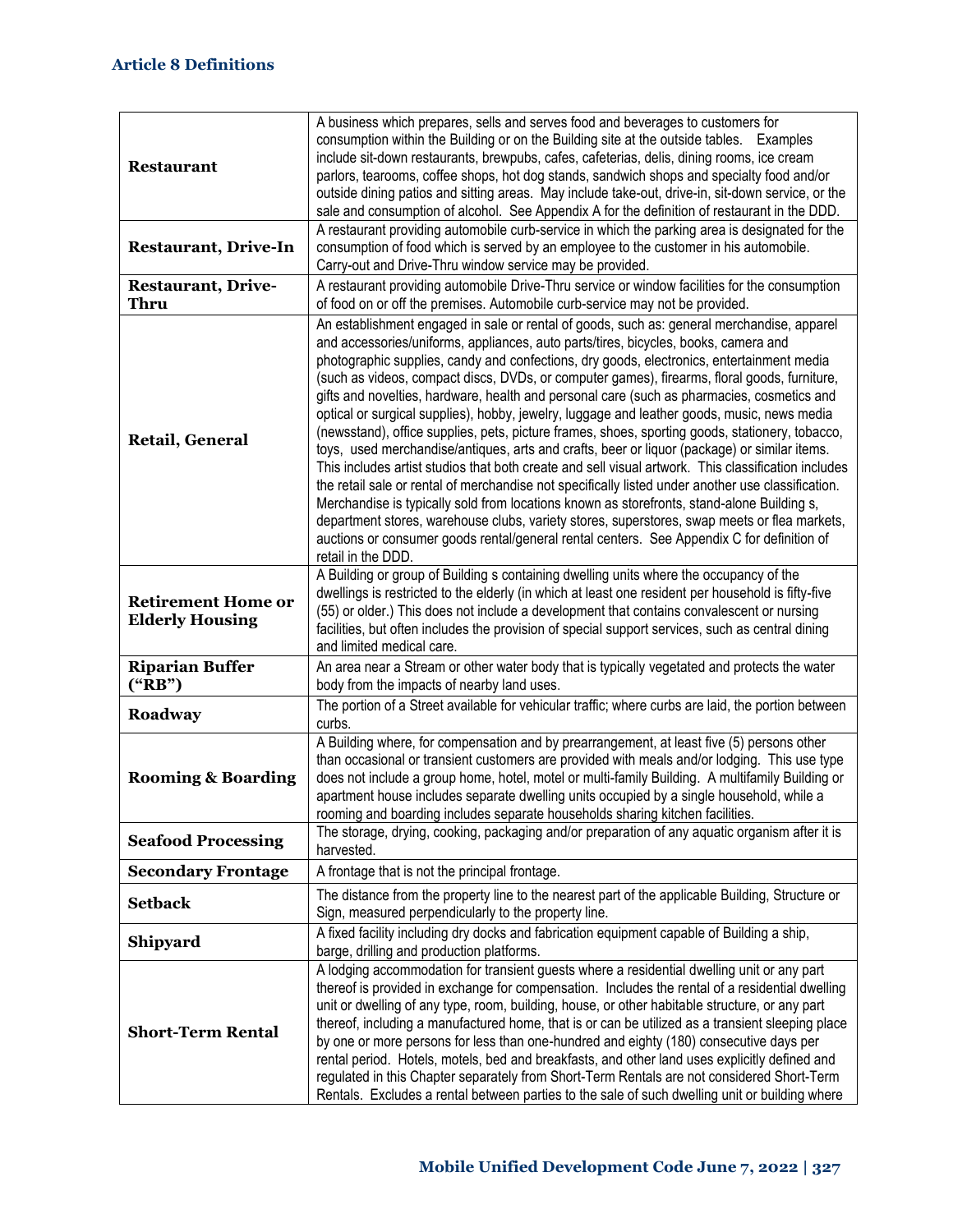| Term | Definition |
| --- | --- |
| **Restaurant** | A business which prepares, sells and serves food and beverages to customers for consumption within the Building or on the Building site at the outside tables. Examples include sit-down restaurants, brewpubs, cafes, cafeterias, delis, dining rooms, ice cream parlors, tearooms, coffee shops, hot dog stands, sandwich shops and specialty food and/or outside dining patios and sitting areas. May include take-out, drive-in, sit-down service, or the sale and consumption of alcohol. See Appendix A for the definition of restaurant in the DDD. |
| **Restaurant, Drive-In** | A restaurant providing automobile curb-service in which the parking area is designated for the consumption of food which is served by an employee to the customer in his automobile. Carry-out and Drive-Thru window service may be provided. |
| **Restaurant, Drive-Thru** | A restaurant providing automobile Drive-Thru service or window facilities for the consumption of food on or off the premises. Automobile curb-service may not be provided. |
| **Retail, General** | An establishment engaged in sale or rental of goods, such as: general merchandise, apparel and accessories/uniforms, appliances, auto parts/tires, bicycles, books, camera and photographic supplies, candy and confections, dry goods, electronics, entertainment media (such as videos, compact discs, DVDs, or computer games), firearms, floral goods, furniture, gifts and novelties, hardware, health and personal care (such as pharmacies, cosmetics and optical or surgical supplies), hobby, jewelry, luggage and leather goods, music, news media (newsstand), office supplies, pets, picture frames, shoes, sporting goods, stationery, tobacco, toys, used merchandise/antiques, arts and crafts, beer or liquor (package) or similar items. This includes artist studios that both create and sell visual artwork. This classification includes the retail sale or rental of merchandise not specifically listed under another use classification. Merchandise is typically sold from locations known as storefronts, stand-alone Building s, department stores, warehouse clubs, variety stores, superstores, swap meets or flea markets, auctions or consumer goods rental/general rental centers. See Appendix C for definition of retail in the DDD. |
| **Retirement Home or Elderly Housing** | A Building or group of Building s containing dwelling units where the occupancy of the dwellings is restricted to the elderly (in which at least one resident per household is fifty-five (55) or older.) This does not include a development that contains convalescent or nursing facilities, but often includes the provision of special support services, such as central dining and limited medical care. |
| **Riparian Buffer ("RB")** | An area near a Stream or other water body that is typically vegetated and protects the water body from the impacts of nearby land uses. |
| **Roadway** | The portion of a Street available for vehicular traffic; where curbs are laid, the portion between curbs. |
| **Rooming & Boarding** | A Building where, for compensation and by prearrangement, at least five (5) persons other than occasional or transient customers are provided with meals and/or lodging. This use type does not include a group home, hotel, motel or multi-family Building. A multifamily Building or apartment house includes separate dwelling units occupied by a single household, while a rooming and boarding includes separate households sharing kitchen facilities. |
| **Seafood Processing** | The storage, drying, cooking, packaging and/or preparation of any aquatic organism after it is harvested. |
| **Secondary Frontage** | A frontage that is not the principal frontage. |
| **Setback** | The distance from the property line to the nearest part of the applicable Building, Structure or Sign, measured perpendicularly to the property line. |
| **Shipyard** | A fixed facility including dry docks and fabrication equipment capable of Building a ship, barge, drilling and production platforms. |
| **Short-Term Rental** | A lodging accommodation for transient guests where a residential dwelling unit or any part thereof is provided in exchange for compensation. Includes the rental of a residential dwelling unit or dwelling of any type, room, building, house, or other habitable structure, or any part thereof, including a manufactured home, that is or can be utilized as a transient sleeping place by one or more persons for less than one-hundred and eighty (180) consecutive days per rental period. Hotels, motels, bed and breakfasts, and other land uses explicitly defined and regulated in this Chapter separately from Short-Term Rentals are not considered Short-Term Rentals. Excludes a rental between parties to the sale of such dwelling unit or building where |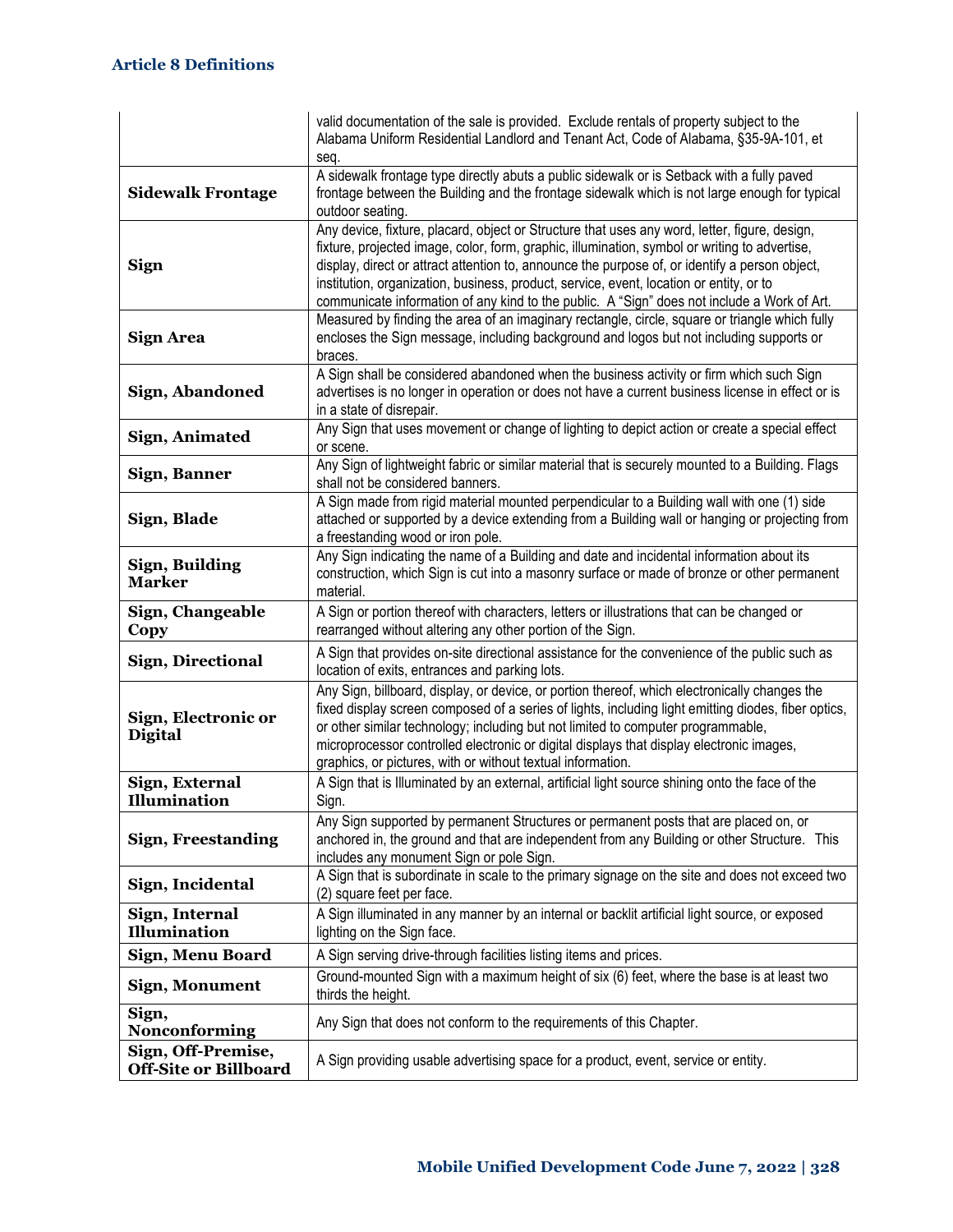| | |
|---|---|
| | valid documentation of the sale is provided. Exclude rentals of property subject to the Alabama Uniform Residential Landlord and Tenant Act, Code of Alabama, §35-9A-101, et seq. |
| **Sidewalk Frontage** | A sidewalk frontage type directly abuts a public sidewalk or is Setback with a fully paved frontage between the Building and the frontage sidewalk which is not large enough for typical outdoor seating. |
| **Sign** | Any device, fixture, placard, object or Structure that uses any word, letter, figure, design, fixture, projected image, color, form, graphic, illumination, symbol or writing to advertise, display, direct or attract attention to, announce the purpose of, or identify a person object, institution, organization, business, product, service, event, location or entity, or to communicate information of any kind to the public. A "Sign" does not include a Work of Art. |
| **Sign Area** | Measured by finding the area of an imaginary rectangle, circle, square or triangle which fully encloses the Sign message, including background and logos but not including supports or braces. |
| **Sign, Abandoned** | A Sign shall be considered abandoned when the business activity or firm which such Sign advertises is no longer in operation or does not have a current business license in effect or is in a state of disrepair. |
| **Sign, Animated** | Any Sign that uses movement or change of lighting to depict action or create a special effect or scene. |
| **Sign, Banner** | Any Sign of lightweight fabric or similar material that is securely mounted to a Building. Flags shall not be considered banners. |
| **Sign, Blade** | A Sign made from rigid material mounted perpendicular to a Building wall with one (1) side attached or supported by a device extending from a Building wall or hanging or projecting from a freestanding wood or iron pole. |
| **Sign, Building Marker** | Any Sign indicating the name of a Building and date and incidental information about its construction, which Sign is cut into a masonry surface or made of bronze or other permanent material. |
| **Sign, Changeable Copy** | A Sign or portion thereof with characters, letters or illustrations that can be changed or rearranged without altering any other portion of the Sign. |
| **Sign, Directional** | A Sign that provides on-site directional assistance for the convenience of the public such as location of exits, entrances and parking lots. |
| **Sign, Electronic or Digital** | Any Sign, billboard, display, or device, or portion thereof, which electronically changes the fixed display screen composed of a series of lights, including light emitting diodes, fiber optics, or other similar technology; including but not limited to computer programmable, microprocessor controlled electronic or digital displays that display electronic images, graphics, or pictures, with or without textual information. |
| **Sign, External Illumination** | A Sign that is Illuminated by an external, artificial light source shining onto the face of the Sign. |
| **Sign, Freestanding** | Any Sign supported by permanent Structures or permanent posts that are placed on, or anchored in, the ground and that are independent from any Building or other Structure. This includes any monument Sign or pole Sign. |
| **Sign, Incidental** | A Sign that is subordinate in scale to the primary signage on the site and does not exceed two (2) square feet per face. |
| **Sign, Internal Illumination** | A Sign illuminated in any manner by an internal or backlit artificial light source, or exposed lighting on the Sign face. |
| **Sign, Menu Board** | A Sign serving drive-through facilities listing items and prices. |
| **Sign, Monument** | Ground-mounted Sign with a maximum height of six (6) feet, where the base is at least two thirds the height. |
| **Sign, Nonconforming** | Any Sign that does not conform to the requirements of this Chapter. |
| **Sign, Off-Premise, Off-Site or Billboard** | A Sign providing usable advertising space for a product, event, service or entity. |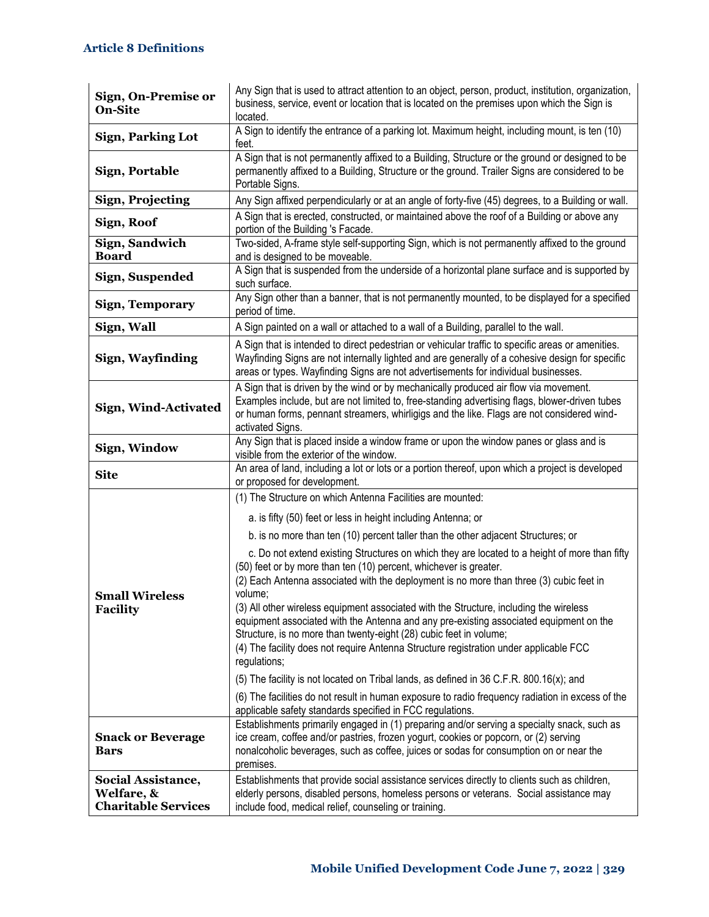| | |
|---|---|
| **Sign, On-Premise or On-Site** | Any Sign that is used to attract attention to an object, person, product, institution, organization, business, service, event or location that is located on the premises upon which the Sign is located. |
| **Sign, Parking Lot** | A Sign to identify the entrance of a parking lot. Maximum height, including mount, is ten (10) feet. |
| **Sign, Portable** | A Sign that is not permanently affixed to a Building, Structure or the ground or designed to be permanently affixed to a Building, Structure or the ground. Trailer Signs are considered to be Portable Signs. |
| **Sign, Projecting** | Any Sign affixed perpendicularly or at an angle of forty-five (45) degrees, to a Building or wall. |
| **Sign, Roof** | A Sign that is erected, constructed, or maintained above the roof of a Building or above any portion of the Building 's Facade. |
| **Sign, Sandwich Board** | Two-sided, A-frame style self-supporting Sign, which is not permanently affixed to the ground and is designed to be moveable. |
| **Sign, Suspended** | A Sign that is suspended from the underside of a horizontal plane surface and is supported by such surface. |
| **Sign, Temporary** | Any Sign other than a banner, that is not permanently mounted, to be displayed for a specified period of time. |
| **Sign, Wall** | A Sign painted on a wall or attached to a wall of a Building, parallel to the wall. |
| **Sign, Wayfinding** | A Sign that is intended to direct pedestrian or vehicular traffic to specific areas or amenities. Wayfinding Signs are not internally lighted and are generally of a cohesive design for specific areas or types. Wayfinding Signs are not advertisements for individual businesses. |
| **Sign, Wind-Activated** | A Sign that is driven by the wind or by mechanically produced air flow via movement. Examples include, but are not limited to, free-standing advertising flags, blower-driven tubes or human forms, pennant streamers, whirligigs and the like. Flags are not considered wind-activated Signs. |
| **Sign, Window** | Any Sign that is placed inside a window frame or upon the window panes or glass and is visible from the exterior of the window. |
| **Site** | An area of land, including a lot or lots or a portion thereof, upon which a project is developed or proposed for development. |
| **Small Wireless Facility** | (1) The Structure on which Antenna Facilities are mounted:<br>a. is fifty (50) feet or less in height including Antenna; or<br>b. is no more than ten (10) percent taller than the other adjacent Structures; or<br>c. Do not extend existing Structures on which they are located to a height of more than fifty (50) feet or by more than ten (10) percent, whichever is greater.<br>(2) Each Antenna associated with the deployment is no more than three (3) cubic feet in volume;<br>(3) All other wireless equipment associated with the Structure, including the wireless equipment associated with the Antenna and any pre-existing associated equipment on the Structure, is no more than twenty-eight (28) cubic feet in volume;<br>(4) The facility does not require Antenna Structure registration under applicable FCC regulations;<br>(5) The facility is not located on Tribal lands, as defined in 36 C.F.R. 800.16(x); and<br>(6) The facilities do not result in human exposure to radio frequency radiation in excess of the applicable safety standards specified in FCC regulations. |
| **Snack or Beverage Bars** | Establishments primarily engaged in (1) preparing and/or serving a specialty snack, such as ice cream, coffee and/or pastries, frozen yogurt, cookies or popcorn, or (2) serving nonalcoholic beverages, such as coffee, juices or sodas for consumption on or near the premises. |
| **Social Assistance, Welfare, & Charitable Services** | Establishments that provide social assistance services directly to clients such as children, elderly persons, disabled persons, homeless persons or veterans. Social assistance may include food, medical relief, counseling or training. |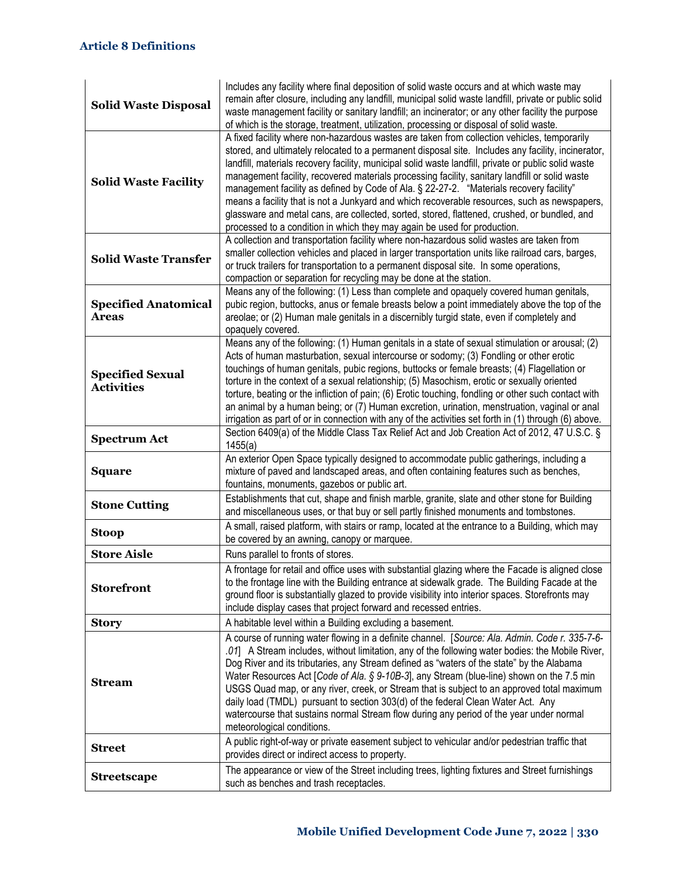| Term | Definition |
|---|---|
| **Solid Waste Disposal** | Includes any facility where final deposition of solid waste occurs and at which waste may remain after closure, including any landfill, municipal solid waste landfill, private or public solid waste management facility or sanitary landfill; an incinerator; or any other facility the purpose of which is the storage, treatment, utilization, processing or disposal of solid waste. |
| **Solid Waste Facility** | A fixed facility where non-hazardous wastes are taken from collection vehicles, temporarily stored, and ultimately relocated to a permanent disposal site. Includes any facility, incinerator, landfill, materials recovery facility, municipal solid waste landfill, private or public solid waste management facility, recovered materials processing facility, sanitary landfill or solid waste management facility as defined by Code of Ala. § 22-27-2. "Materials recovery facility" means a facility that is not a Junkyard and which recoverable resources, such as newspapers, glassware and metal cans, are collected, sorted, stored, flattened, crushed, or bundled, and processed to a condition in which they may again be used for production. |
| **Solid Waste Transfer** | A collection and transportation facility where non-hazardous solid wastes are taken from smaller collection vehicles and placed in larger transportation units like railroad cars, barges, or truck trailers for transportation to a permanent disposal site. In some operations, compaction or separation for recycling may be done at the station. |
| **Specified Anatomical Areas** | Means any of the following: (1) Less than complete and opaquely covered human genitals, pubic region, buttocks, anus or female breasts below a point immediately above the top of the areolae; or (2) Human male genitals in a discernibly turgid state, even if completely and opaquely covered. |
| **Specified Sexual Activities** | Means any of the following: (1) Human genitals in a state of sexual stimulation or arousal; (2) Acts of human masturbation, sexual intercourse or sodomy; (3) Fondling or other erotic touchings of human genitals, pubic regions, buttocks or female breasts; (4) Flagellation or torture in the context of a sexual relationship; (5) Masochism, erotic or sexually oriented torture, beating or the infliction of pain; (6) Erotic touching, fondling or other such contact with an animal by a human being; or (7) Human excretion, urination, menstruation, vaginal or anal irrigation as part of or in connection with any of the activities set forth in (1) through (6) above. |
| **Spectrum Act** | Section 6409(a) of the Middle Class Tax Relief Act and Job Creation Act of 2012, 47 U.S.C. § 1455(a) |
| **Square** | An exterior Open Space typically designed to accommodate public gatherings, including a mixture of paved and landscaped areas, and often containing features such as benches, fountains, monuments, gazebos or public art. |
| **Stone Cutting** | Establishments that cut, shape and finish marble, granite, slate and other stone for Building and miscellaneous uses, or that buy or sell partly finished monuments and tombstones. |
| **Stoop** | A small, raised platform, with stairs or ramp, located at the entrance to a Building, which may be covered by an awning, canopy or marquee. |
| **Store Aisle** | Runs parallel to fronts of stores. |
| **Storefront** | A frontage for retail and office uses with substantial glazing where the Facade is aligned close to the frontage line with the Building entrance at sidewalk grade. The Building Facade at the ground floor is substantially glazed to provide visibility into interior spaces. Storefronts may include display cases that project forward and recessed entries. |
| **Story** | A habitable level within a Building excluding a basement. |
| **Stream** | A course of running water flowing in a definite channel. [*Source: Ala. Admin. Code r. 335-7-6-.01*] A Stream includes, without limitation, any of the following water bodies: the Mobile River, Dog River and its tributaries, any Stream defined as "waters of the state" by the Alabama Water Resources Act [*Code of Ala. § 9-10B-3*], any Stream (blue-line) shown on the 7.5 min USGS Quad map, or any river, creek, or Stream that is subject to an approved total maximum daily load (TMDL) pursuant to section 303(d) of the federal Clean Water Act. Any watercourse that sustains normal Stream flow during any period of the year under normal meteorological conditions. |
| **Street** | A public right-of-way or private easement subject to vehicular and/or pedestrian traffic that provides direct or indirect access to property. |
| **Streetscape** | The appearance or view of the Street including trees, lighting fixtures and Street furnishings such as benches and trash receptacles. |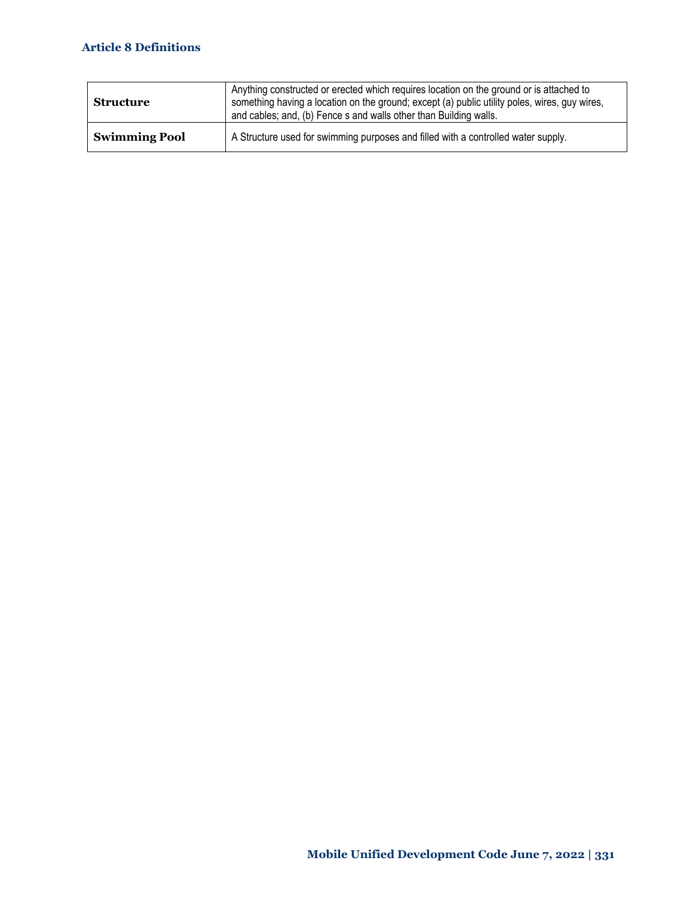| Term | Definition |
|---|---|
| **Structure** | Anything constructed or erected which requires location on the ground or is attached to something having a location on the ground; except (a) public utility poles, wires, guy wires, and cables; and, (b) Fence s and walls other than Building walls. |
| **Swimming Pool** | A Structure used for swimming purposes and filled with a controlled water supply. |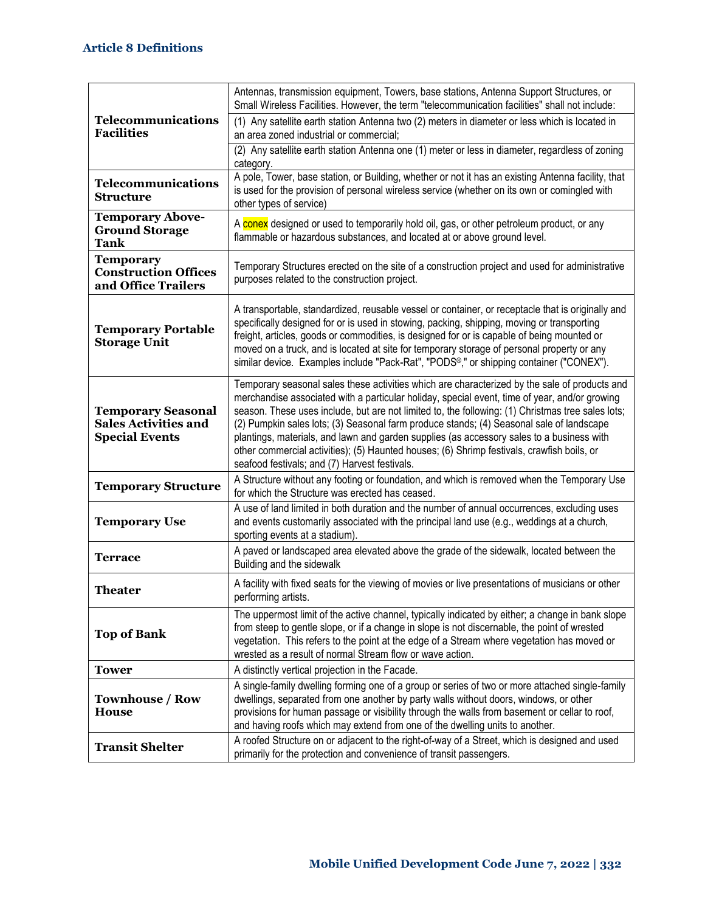| | |
|---|---|
| **Telecommunications Facilities** | Antennas, transmission equipment, Towers, base stations, Antenna Support Structures, or Small Wireless Facilities. However, the term "telecommunication facilities" shall not include: |
| | (1) Any satellite earth station Antenna two (2) meters in diameter or less which is located in an area zoned industrial or commercial; |
| | (2) Any satellite earth station Antenna one (1) meter or less in diameter, regardless of zoning category. |
| **Telecommunications Structure** | A pole, Tower, base station, or Building, whether or not it has an existing Antenna facility, that is used for the provision of personal wireless service (whether on its own or comingled with other types of service) |
| **Temporary Above-Ground Storage Tank** | A conex designed or used to temporarily hold oil, gas, or other petroleum product, or any flammable or hazardous substances, and located at or above ground level. |
| **Temporary Construction Offices and Office Trailers** | Temporary Structures erected on the site of a construction project and used for administrative purposes related to the construction project. |
| **Temporary Portable Storage Unit** | A transportable, standardized, reusable vessel or container, or receptacle that is originally and specifically designed for or is used in stowing, packing, shipping, moving or transporting freight, articles, goods or commodities, is designed for or is capable of being mounted or moved on a truck, and is located at site for temporary storage of personal property or any similar device. Examples include "Pack-Rat", "PODS®," or shipping container ("CONEX"). |
| **Temporary Seasonal Sales Activities and Special Events** | Temporary seasonal sales these activities which are characterized by the sale of products and merchandise associated with a particular holiday, special event, time of year, and/or growing season. These uses include, but are not limited to, the following: (1) Christmas tree sales lots; (2) Pumpkin sales lots; (3) Seasonal farm produce stands; (4) Seasonal sale of landscape plantings, materials, and lawn and garden supplies (as accessory sales to a business with other commercial activities); (5) Haunted houses; (6) Shrimp festivals, crawfish boils, or seafood festivals; and (7) Harvest festivals. |
| **Temporary Structure** | A Structure without any footing or foundation, and which is removed when the Temporary Use for which the Structure was erected has ceased. |
| **Temporary Use** | A use of land limited in both duration and the number of annual occurrences, excluding uses and events customarily associated with the principal land use (e.g., weddings at a church, sporting events at a stadium). |
| **Terrace** | A paved or landscaped area elevated above the grade of the sidewalk, located between the Building and the sidewalk |
| **Theater** | A facility with fixed seats for the viewing of movies or live presentations of musicians or other performing artists. |
| **Top of Bank** | The uppermost limit of the active channel, typically indicated by either; a change in bank slope from steep to gentle slope, or if a change in slope is not discernable, the point of wrested vegetation. This refers to the point at the edge of a Stream where vegetation has moved or wrested as a result of normal Stream flow or wave action. |
| **Tower** | A distinctly vertical projection in the Facade. |
| **Townhouse / Row House** | A single-family dwelling forming one of a group or series of two or more attached single-family dwellings, separated from one another by party walls without doors, windows, or other provisions for human passage or visibility through the walls from basement or cellar to roof, and having roofs which may extend from one of the dwelling units to another. |
| **Transit Shelter** | A roofed Structure on or adjacent to the right-of-way of a Street, which is designed and used primarily for the protection and convenience of transit passengers. |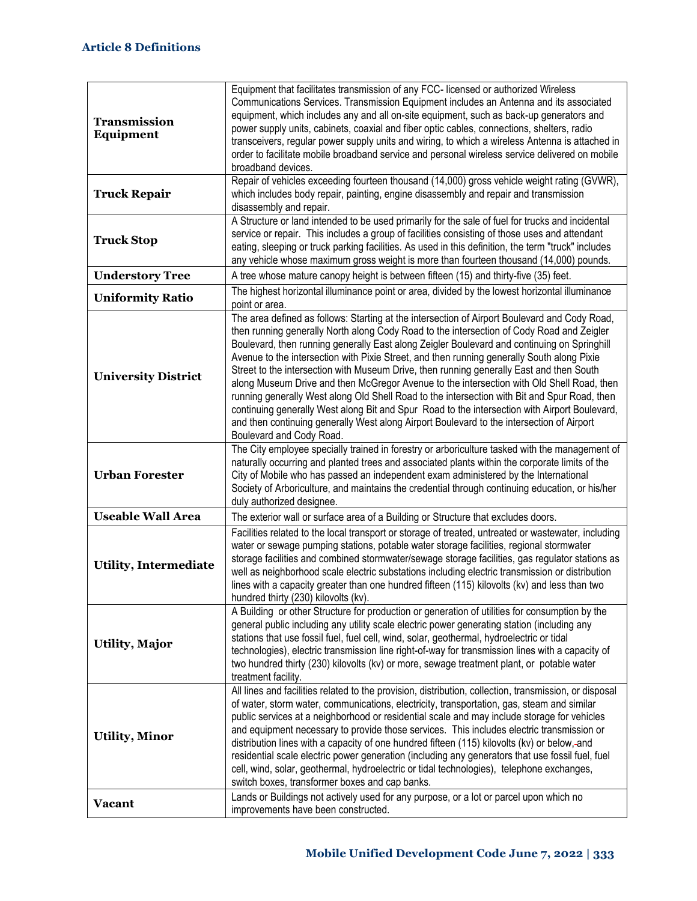| Term | Definition |
|---|---|
| **Transmission Equipment** | Equipment that facilitates transmission of any FCC- licensed or authorized Wireless Communications Services. Transmission Equipment includes an Antenna and its associated equipment, which includes any and all on-site equipment, such as back-up generators and power supply units, cabinets, coaxial and fiber optic cables, connections, shelters, radio transceivers, regular power supply units and wiring, to which a wireless Antenna is attached in order to facilitate mobile broadband service and personal wireless service delivered on mobile broadband devices. |
| **Truck Repair** | Repair of vehicles exceeding fourteen thousand (14,000) gross vehicle weight rating (GVWR), which includes body repair, painting, engine disassembly and repair and transmission disassembly and repair. |
| **Truck Stop** | A Structure or land intended to be used primarily for the sale of fuel for trucks and incidental service or repair. This includes a group of facilities consisting of those uses and attendant eating, sleeping or truck parking facilities. As used in this definition, the term "truck" includes any vehicle whose maximum gross weight is more than fourteen thousand (14,000) pounds. |
| **Understory Tree** | A tree whose mature canopy height is between fifteen (15) and thirty-five (35) feet. |
| **Uniformity Ratio** | The highest horizontal illuminance point or area, divided by the lowest horizontal illuminance point or area. |
| **University District** | The area defined as follows: Starting at the intersection of Airport Boulevard and Cody Road, then running generally North along Cody Road to the intersection of Cody Road and Zeigler Boulevard, then running generally East along Zeigler Boulevard and continuing on Springhill Avenue to the intersection with Pixie Street, and then running generally South along Pixie Street to the intersection with Museum Drive, then running generally East and then South along Museum Drive and then McGregor Avenue to the intersection with Old Shell Road, then running generally West along Old Shell Road to the intersection with Bit and Spur Road, then continuing generally West along Bit and Spur Road to the intersection with Airport Boulevard, and then continuing generally West along Airport Boulevard to the intersection of Airport Boulevard and Cody Road. |
| **Urban Forester** | The City employee specially trained in forestry or arboriculture tasked with the management of naturally occurring and planted trees and associated plants within the corporate limits of the City of Mobile who has passed an independent exam administered by the International Society of Arboriculture, and maintains the credential through continuing education, or his/her duly authorized designee. |
| **Useable Wall Area** | The exterior wall or surface area of a Building or Structure that excludes doors. |
| **Utility, Intermediate** | Facilities related to the local transport or storage of treated, untreated or wastewater, including water or sewage pumping stations, potable water storage facilities, regional stormwater storage facilities and combined stormwater/sewage storage facilities, gas regulator stations as well as neighborhood scale electric substations including electric transmission or distribution lines with a capacity greater than one hundred fifteen (115) kilovolts (kv) and less than two hundred thirty (230) kilovolts (kv). |
| **Utility, Major** | A Building or other Structure for production or generation of utilities for consumption by the general public including any utility scale electric power generating station (including any stations that use fossil fuel, fuel cell, wind, solar, geothermal, hydroelectric or tidal technologies), electric transmission line right-of-way for transmission lines with a capacity of two hundred thirty (230) kilovolts (kv) or more, sewage treatment plant, or potable water treatment facility. |
| **Utility, Minor** | All lines and facilities related to the provision, distribution, collection, transmission, or disposal of water, storm water, communications, electricity, transportation, gas, steam and similar public services at a neighborhood or residential scale and may include storage for vehicles and equipment necessary to provide those services. This includes electric transmission or distribution lines with a capacity of one hundred fifteen (115) kilovolts (kv) or below, and residential scale electric power generation (including any generators that use fossil fuel, fuel cell, wind, solar, geothermal, hydroelectric or tidal technologies), telephone exchanges, switch boxes, transformer boxes and cap banks. |
| **Vacant** | Lands or Buildings not actively used for any purpose, or a lot or parcel upon which no improvements have been constructed. |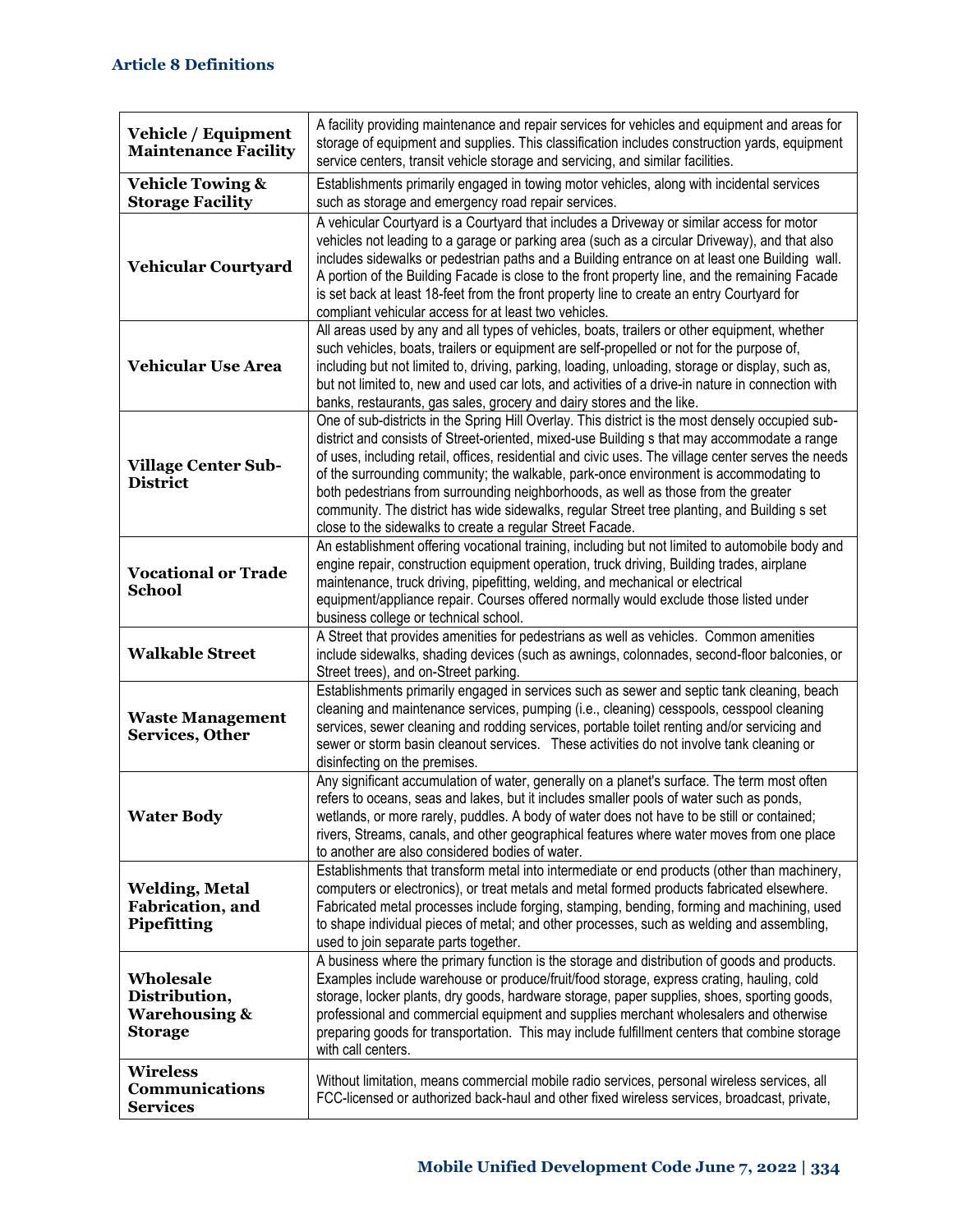| Term | Definition |
|---|---|
| **Vehicle / Equipment Maintenance Facility** | A facility providing maintenance and repair services for vehicles and equipment and areas for storage of equipment and supplies. This classification includes construction yards, equipment service centers, transit vehicle storage and servicing, and similar facilities. |
| **Vehicle Towing & Storage Facility** | Establishments primarily engaged in towing motor vehicles, along with incidental services such as storage and emergency road repair services. |
| **Vehicular Courtyard** | A vehicular Courtyard is a Courtyard that includes a Driveway or similar access for motor vehicles not leading to a garage or parking area (such as a circular Driveway), and that also includes sidewalks or pedestrian paths and a Building entrance on at least one Building wall. A portion of the Building Facade is close to the front property line, and the remaining Facade is set back at least 18-feet from the front property line to create an entry Courtyard for compliant vehicular access for at least two vehicles. |
| **Vehicular Use Area** | All areas used by any and all types of vehicles, boats, trailers or other equipment, whether such vehicles, boats, trailers or equipment are self-propelled or not for the purpose of, including but not limited to, driving, parking, loading, unloading, storage or display, such as, but not limited to, new and used car lots, and activities of a drive-in nature in connection with banks, restaurants, gas sales, grocery and dairy stores and the like. |
| **Village Center Sub-District** | One of sub-districts in the Spring Hill Overlay. This district is the most densely occupied sub-district and consists of Street-oriented, mixed-use Building s that may accommodate a range of uses, including retail, offices, residential and civic uses. The village center serves the needs of the surrounding community; the walkable, park-once environment is accommodating to both pedestrians from surrounding neighborhoods, as well as those from the greater community. The district has wide sidewalks, regular Street tree planting, and Building s set close to the sidewalks to create a regular Street Facade. |
| **Vocational or Trade School** | An establishment offering vocational training, including but not limited to automobile body and engine repair, construction equipment operation, truck driving, Building trades, airplane maintenance, truck driving, pipefitting, welding, and mechanical or electrical equipment/appliance repair. Courses offered normally would exclude those listed under business college or technical school. |
| **Walkable Street** | A Street that provides amenities for pedestrians as well as vehicles. Common amenities include sidewalks, shading devices (such as awnings, colonnades, second-floor balconies, or Street trees), and on-Street parking. |
| **Waste Management Services, Other** | Establishments primarily engaged in services such as sewer and septic tank cleaning, beach cleaning and maintenance services, pumping (i.e., cleaning) cesspools, cesspool cleaning services, sewer cleaning and rodding services, portable toilet renting and/or servicing and sewer or storm basin cleanout services. These activities do not involve tank cleaning or disinfecting on the premises. |
| **Water Body** | Any significant accumulation of water, generally on a planet's surface. The term most often refers to oceans, seas and lakes, but it includes smaller pools of water such as ponds, wetlands, or more rarely, puddles. A body of water does not have to be still or contained; rivers, Streams, canals, and other geographical features where water moves from one place to another are also considered bodies of water. |
| **Welding, Metal Fabrication, and Pipefitting** | Establishments that transform metal into intermediate or end products (other than machinery, computers or electronics), or treat metals and metal formed products fabricated elsewhere. Fabricated metal processes include forging, stamping, bending, forming and machining, used to shape individual pieces of metal; and other processes, such as welding and assembling, used to join separate parts together. |
| **Wholesale Distribution, Warehousing & Storage** | A business where the primary function is the storage and distribution of goods and products. Examples include warehouse or produce/fruit/food storage, express crating, hauling, cold storage, locker plants, dry goods, hardware storage, paper supplies, shoes, sporting goods, professional and commercial equipment and supplies merchant wholesalers and otherwise preparing goods for transportation. This may include fulfillment centers that combine storage with call centers. |
| **Wireless Communications Services** | Without limitation, means commercial mobile radio services, personal wireless services, all FCC-licensed or authorized back-haul and other fixed wireless services, broadcast, private, |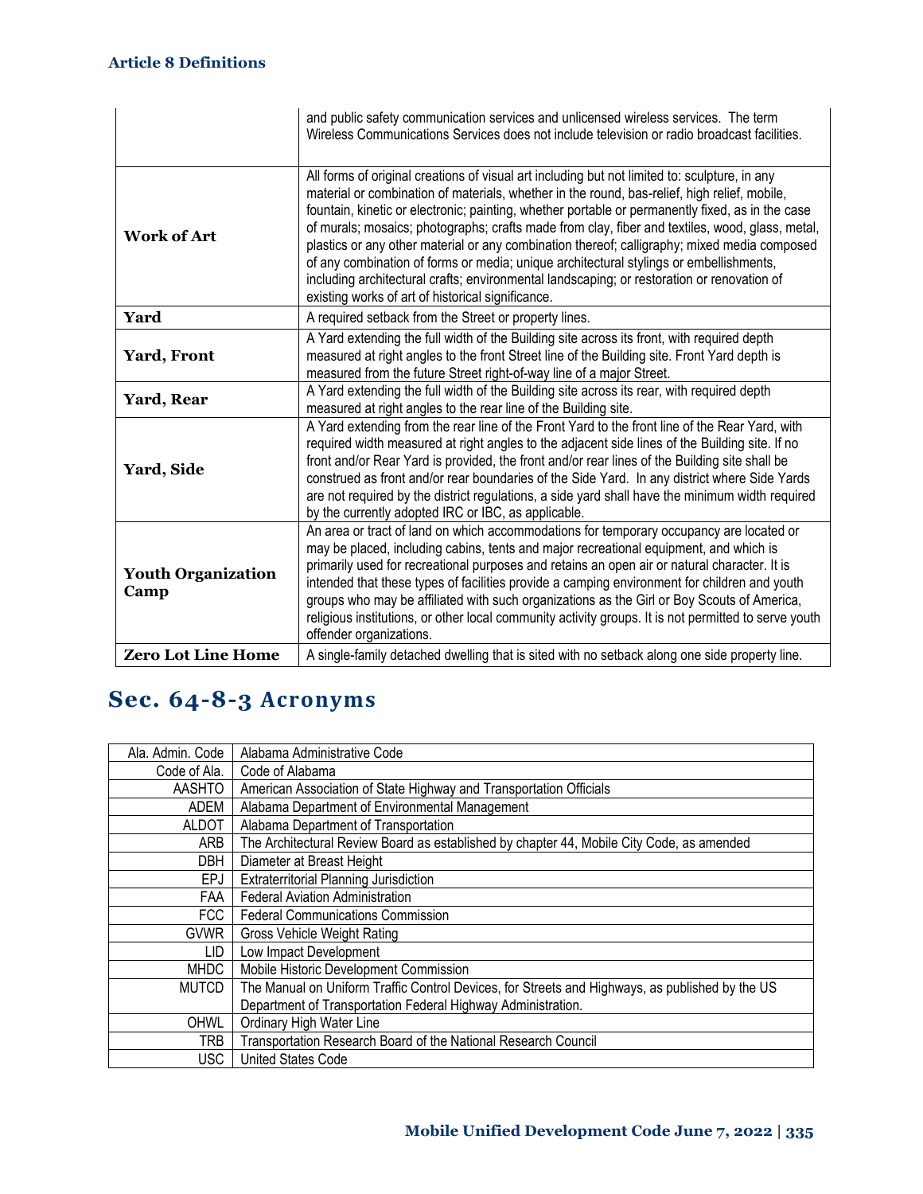| | |
|---|---|
| | and public safety communication services and unlicensed wireless services. The term Wireless Communications Services does not include television or radio broadcast facilities. |
| **Work of Art** | All forms of original creations of visual art including but not limited to: sculpture, in any material or combination of materials, whether in the round, bas-relief, high relief, mobile, fountain, kinetic or electronic; painting, whether portable or permanently fixed, as in the case of murals; mosaics; photographs; crafts made from clay, fiber and textiles, wood, glass, metal, plastics or any other material or any combination thereof; calligraphy; mixed media composed of any combination of forms or media; unique architectural stylings or embellishments, including architectural crafts; environmental landscaping; or restoration or renovation of existing works of art of historical significance. |
| **Yard** | A required setback from the Street or property lines. |
| **Yard, Front** | A Yard extending the full width of the Building site across its front, with required depth measured at right angles to the front Street line of the Building site. Front Yard depth is measured from the future Street right-of-way line of a major Street. |
| **Yard, Rear** | A Yard extending the full width of the Building site across its rear, with required depth measured at right angles to the rear line of the Building site. |
| **Yard, Side** | A Yard extending from the rear line of the Front Yard to the front line of the Rear Yard, with required width measured at right angles to the adjacent side lines of the Building site. If no front and/or Rear Yard is provided, the front and/or rear lines of the Building site shall be construed as front and/or rear boundaries of the Side Yard. In any district where Side Yards are not required by the district regulations, a side yard shall have the minimum width required by the currently adopted IRC or IBC, as applicable. |
| **Youth Organization Camp** | An area or tract of land on which accommodations for temporary occupancy are located or may be placed, including cabins, tents and major recreational equipment, and which is primarily used for recreational purposes and retains an open air or natural character. It is intended that these types of facilities provide a camping environment for children and youth groups who may be affiliated with such organizations as the Girl or Boy Scouts of America, religious institutions, or other local community activity groups. It is not permitted to serve youth offender organizations. |
| **Zero Lot Line Home** | A single-family detached dwelling that is sited with no setback along one side property line. |

## Sec. 64-8-3 Acronyms

| | |
|---|---|
| Ala. Admin. Code | Alabama Administrative Code |
| Code of Ala. | Code of Alabama |
| AASHTO | American Association of State Highway and Transportation Officials |
| ADEM | Alabama Department of Environmental Management |
| ALDOT | Alabama Department of Transportation |
| ARB | The Architectural Review Board as established by chapter 44, Mobile City Code, as amended |
| DBH | Diameter at Breast Height |
| EPJ | Extraterritorial Planning Jurisdiction |
| FAA | Federal Aviation Administration |
| FCC | Federal Communications Commission |
| GVWR | Gross Vehicle Weight Rating |
| LID | Low Impact Development |
| MHDC | Mobile Historic Development Commission |
| MUTCD | The Manual on Uniform Traffic Control Devices, for Streets and Highways, as published by the US Department of Transportation Federal Highway Administration. |
| OHWL | Ordinary High Water Line |
| TRB | Transportation Research Board of the National Research Council |
| USC | United States Code |